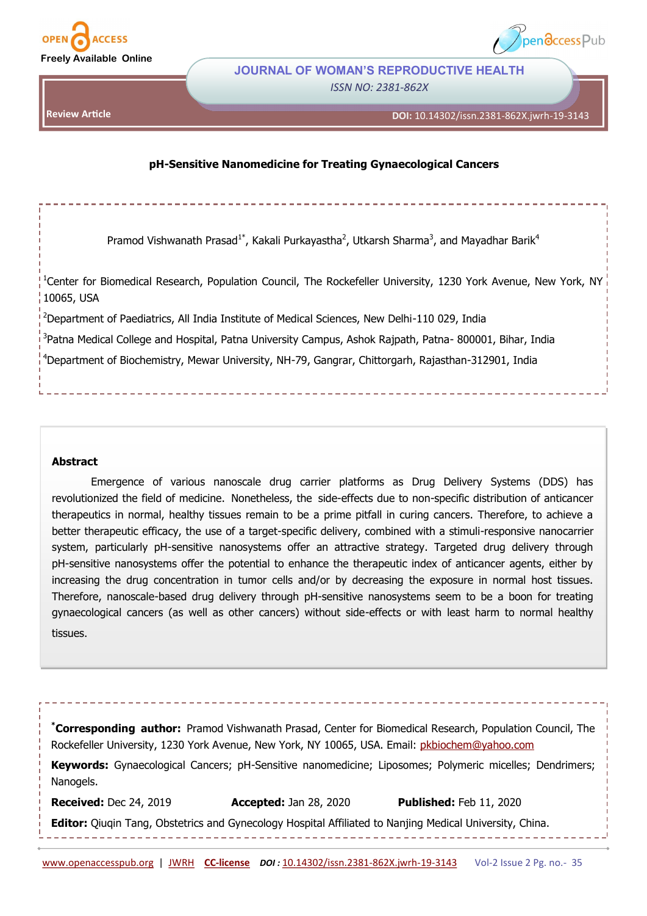Review Article

# pH-Sensitive Nanomedicine for Treating Gynaecological Cancers

Pramod Vishwanath Prasad[1*], Kakali Purkayastha[2], Utkarsh Sharma[3], and Mayadhar Barik[4]

[1]Center for Biomedical Research, Population Council, The Rockefeller University, 1230 York Avenue, New York, NY 10065, USA

[2]Department of Paediatrics, All India Institute of Medical Sciences, New Delhi-110 029, India

[3]Patna Medical College and Hospital, Patna University Campus, Ashok Rajpath, Patna- 800001, Bihar, India

[4]Department of Biochemistry, Mewar University, NH-79, Gangrar, Chittorgarh, Rajasthan-312901, India

## Abstract

Emergence of various nanoscale drug carrier platforms as Drug Delivery Systems (DDS) has revolutionized the field of medicine. Nonetheless, the side-effects due to non-specific distribution of anticancer therapeutics in normal, healthy tissues remain to be a prime pitfall in curing cancers. Therefore, to achieve a better therapeutic efficacy, the use of a target-specific delivery, combined with a stimuli-responsive nanocarrier system, particularly pH-sensitive nanosystems offer an attractive strategy. Targeted drug delivery through pH-sensitive nanosystems offer the potential to enhance the therapeutic index of anticancer agents, either by increasing the drug concentration in tumor cells and/or by decreasing the exposure in normal host tissues. Therefore, nanoscale-based drug delivery through pH-sensitive nanosystems seem to be a boon for treating gynaecological cancers (as well as other cancers) without side-effects or with least harm to normal healthy tissues.

**\*Corresponding author:** Pramod Vishwanath Prasad, Center for Biomedical Research, Population Council, The Rockefeller University, 1230 York Avenue, New York, NY 10065, USA. Email: pkbiochem@yahoo.com

**Keywords:** Gynaecological Cancers; pH-Sensitive nanomedicine; Liposomes; Polymeric micelles; Dendrimers; Nanogels.

**Received:** Dec 24, 2019 **Accepted:** Jan 28, 2020 **Published:** Feb 11, 2020

**Editor:** Qiuqin Tang, Obstetrics and Gynecology Hospital Affiliated to Nanjing Medical University, China.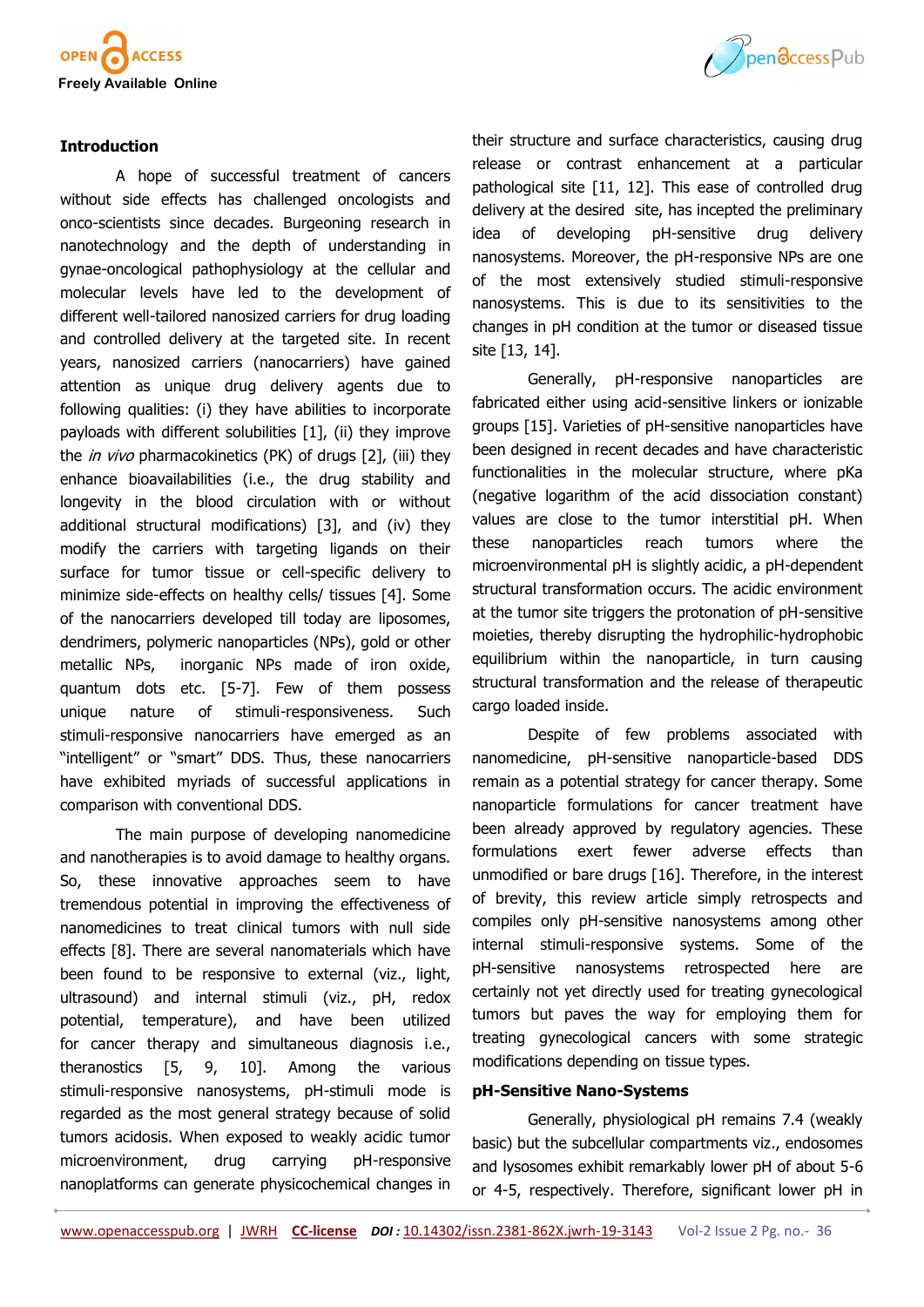## Introduction

A hope of successful treatment of cancers without side effects has challenged oncologists and onco-scientists since decades. Burgeoning research in nanotechnology and the depth of understanding in gynae-oncological pathophysiology at the cellular and molecular levels have led to the development of different well-tailored nanosized carriers for drug loading and controlled delivery at the targeted site. In recent years, nanosized carriers (nanocarriers) have gained attention as unique drug delivery agents due to following qualities: (i) they have abilities to incorporate payloads with different solubilities [1], (ii) they improve the *in vivo* pharmacokinetics (PK) of drugs [2], (iii) they enhance bioavailabilities (i.e., the drug stability and longevity in the blood circulation with or without additional structural modifications) [3], and (iv) they modify the carriers with targeting ligands on their surface for tumor tissue or cell-specific delivery to minimize side-effects on healthy cells/ tissues [4]. Some of the nanocarriers developed till today are liposomes, dendrimers, polymeric nanoparticles (NPs), gold or other metallic NPs, inorganic NPs made of iron oxide, quantum dots etc. [5-7]. Few of them possess unique nature of stimuli-responsiveness. Such stimuli-responsive nanocarriers have emerged as an "intelligent" or "smart" DDS. Thus, these nanocarriers have exhibited myriads of successful applications in comparison with conventional DDS.

The main purpose of developing nanomedicine and nanotherapies is to avoid damage to healthy organs. So, these innovative approaches seem to have tremendous potential in improving the effectiveness of nanomedicines to treat clinical tumors with null side effects [8]. There are several nanomaterials which have been found to be responsive to external (viz., light, ultrasound) and internal stimuli (viz., pH, redox potential, temperature), and have been utilized for cancer therapy and simultaneous diagnosis i.e., theranostics [5, 9, 10]. Among the various stimuli-responsive nanosystems, pH-stimuli mode is regarded as the most general strategy because of solid tumors acidosis. When exposed to weakly acidic tumor microenvironment, drug carrying pH-responsive nanoplatforms can generate physicochemical changes in their structure and surface characteristics, causing drug release or contrast enhancement at a particular pathological site [11, 12]. This ease of controlled drug delivery at the desired site, has incepted the preliminary idea of developing pH-sensitive drug delivery nanosystems. Moreover, the pH-responsive NPs are one of the most extensively studied stimuli-responsive nanosystems. This is due to its sensitivities to the changes in pH condition at the tumor or diseased tissue site [13, 14].

Generally, pH-responsive nanoparticles are fabricated either using acid-sensitive linkers or ionizable groups [15]. Varieties of pH-sensitive nanoparticles have been designed in recent decades and have characteristic functionalities in the molecular structure, where pKa (negative logarithm of the acid dissociation constant) values are close to the tumor interstitial pH. When these nanoparticles reach tumors where the microenvironmental pH is slightly acidic, a pH-dependent structural transformation occurs. The acidic environment at the tumor site triggers the protonation of pH-sensitive moieties, thereby disrupting the hydrophilic-hydrophobic equilibrium within the nanoparticle, in turn causing structural transformation and the release of therapeutic cargo loaded inside.

Despite of few problems associated with nanomedicine, pH-sensitive nanoparticle-based DDS remain as a potential strategy for cancer therapy. Some nanoparticle formulations for cancer treatment have been already approved by regulatory agencies. These formulations exert fewer adverse effects than unmodified or bare drugs [16]. Therefore, in the interest of brevity, this review article simply retrospects and compiles only pH-sensitive nanosystems among other internal stimuli-responsive systems. Some of the pH-sensitive nanosystems retrospected here are certainly not yet directly used for treating gynecological tumors but paves the way for employing them for treating gynecological cancers with some strategic modifications depending on tissue types.

## pH-Sensitive Nano-Systems

Generally, physiological pH remains 7.4 (weakly basic) but the subcellular compartments viz., endosomes and lysosomes exhibit remarkably lower pH of about 5-6 or 4-5, respectively. Therefore, significant lower pH in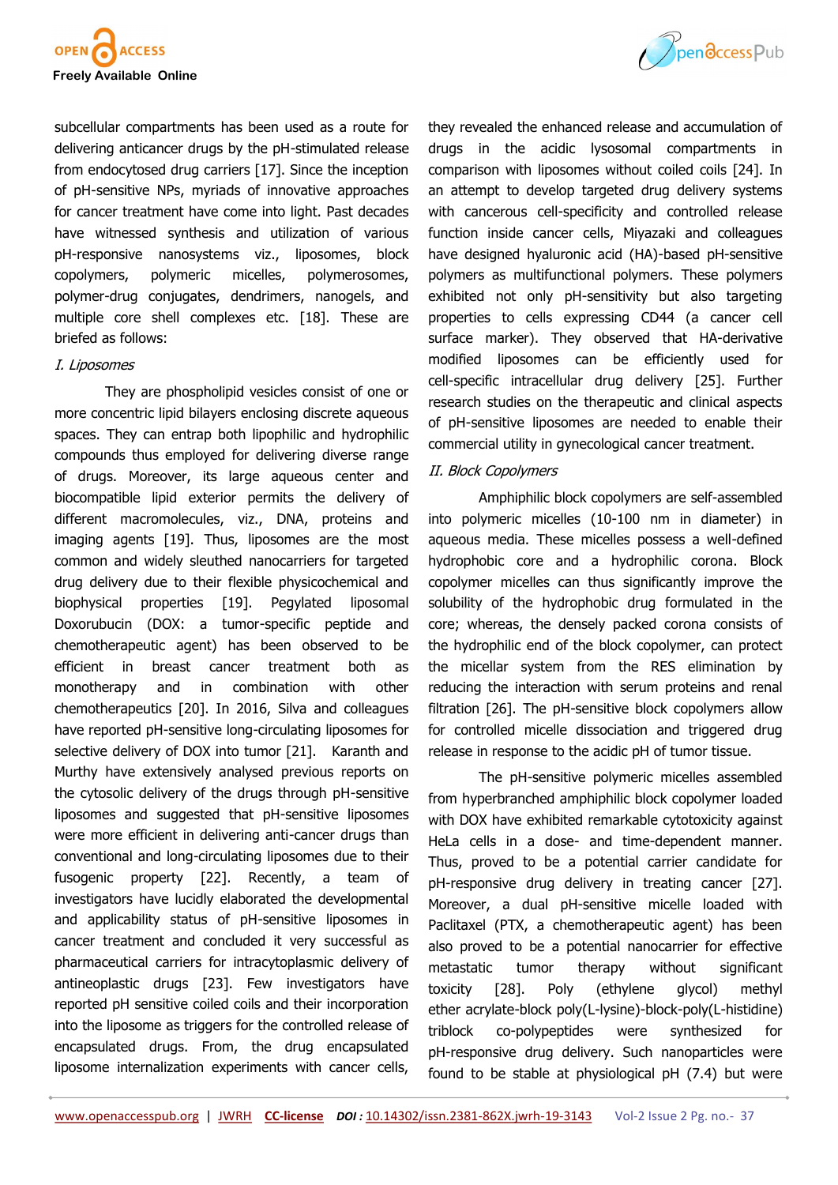subcellular compartments has been used as a route for delivering anticancer drugs by the pH-stimulated release from endocytosed drug carriers [17]. Since the inception of pH-sensitive NPs, myriads of innovative approaches for cancer treatment have come into light. Past decades have witnessed synthesis and utilization of various pH-responsive nanosystems viz., liposomes, block copolymers, polymeric micelles, polymerosomes, polymer-drug conjugates, dendrimers, nanogels, and multiple core shell complexes etc. [18]. These are briefed as follows:

*I. Liposomes*

They are phospholipid vesicles consist of one or more concentric lipid bilayers enclosing discrete aqueous spaces. They can entrap both lipophilic and hydrophilic compounds thus employed for delivering diverse range of drugs. Moreover, its large aqueous center and biocompatible lipid exterior permits the delivery of different macromolecules, viz., DNA, proteins and imaging agents [19]. Thus, liposomes are the most common and widely sleuthed nanocarriers for targeted drug delivery due to their flexible physicochemical and biophysical properties [19]. Pegylated liposomal Doxorubicin (DOX: a tumor-specific peptide and chemotherapeutic agent) has been observed to be efficient in breast cancer treatment both as monotherapy and in combination with other chemotherapeutics [20]. In 2016, Silva and colleagues have reported pH-sensitive long-circulating liposomes for selective delivery of DOX into tumor [21]. Karanth and Murthy have extensively analysed previous reports on the cytosolic delivery of the drugs through pH-sensitive liposomes and suggested that pH-sensitive liposomes were more efficient in delivering anti-cancer drugs than conventional and long-circulating liposomes due to their fusogenic property [22]. Recently, a team of investigators have lucidly elaborated the developmental and applicability status of pH-sensitive liposomes in cancer treatment and concluded it very successful as pharmaceutical carriers for intracytoplasmic delivery of antineoplastic drugs [23]. Few investigators have reported pH sensitive coiled coils and their incorporation into the liposome as triggers for the controlled release of encapsulated drugs. From, the drug encapsulated liposome internalization experiments with cancer cells, they revealed the enhanced release and accumulation of drugs in the acidic lysosomal compartments in comparison with liposomes without coiled coils [24]. In an attempt to develop targeted drug delivery systems with cancerous cell-specificity and controlled release function inside cancer cells, Miyazaki and colleagues have designed hyaluronic acid (HA)-based pH-sensitive polymers as multifunctional polymers. These polymers exhibited not only pH-sensitivity but also targeting properties to cells expressing CD44 (a cancer cell surface marker). They observed that HA-derivative modified liposomes can be efficiently used for cell-specific intracellular drug delivery [25]. Further research studies on the therapeutic and clinical aspects of pH-sensitive liposomes are needed to enable their commercial utility in gynecological cancer treatment.

*II. Block Copolymers*

Amphiphilic block copolymers are self-assembled into polymeric micelles (10-100 nm in diameter) in aqueous media. These micelles possess a well-defined hydrophobic core and a hydrophilic corona. Block copolymer micelles can thus significantly improve the solubility of the hydrophobic drug formulated in the core; whereas, the densely packed corona consists of the hydrophilic end of the block copolymer, can protect the micellar system from the RES elimination by reducing the interaction with serum proteins and renal filtration [26]. The pH-sensitive block copolymers allow for controlled micelle dissociation and triggered drug release in response to the acidic pH of tumor tissue.

The pH-sensitive polymeric micelles assembled from hyperbranched amphiphilic block copolymer loaded with DOX have exhibited remarkable cytotoxicity against HeLa cells in a dose- and time-dependent manner. Thus, proved to be a potential carrier candidate for pH-responsive drug delivery in treating cancer [27]. Moreover, a dual pH-sensitive micelle loaded with Paclitaxel (PTX, a chemotherapeutic agent) has been also proved to be a potential nanocarrier for effective metastatic tumor therapy without significant toxicity [28]. Poly (ethylene glycol) methyl ether acrylate-block poly(L-lysine)-block-poly(L-histidine) triblock co-polypeptides were synthesized for pH-responsive drug delivery. Such nanoparticles were found to be stable at physiological pH (7.4) but were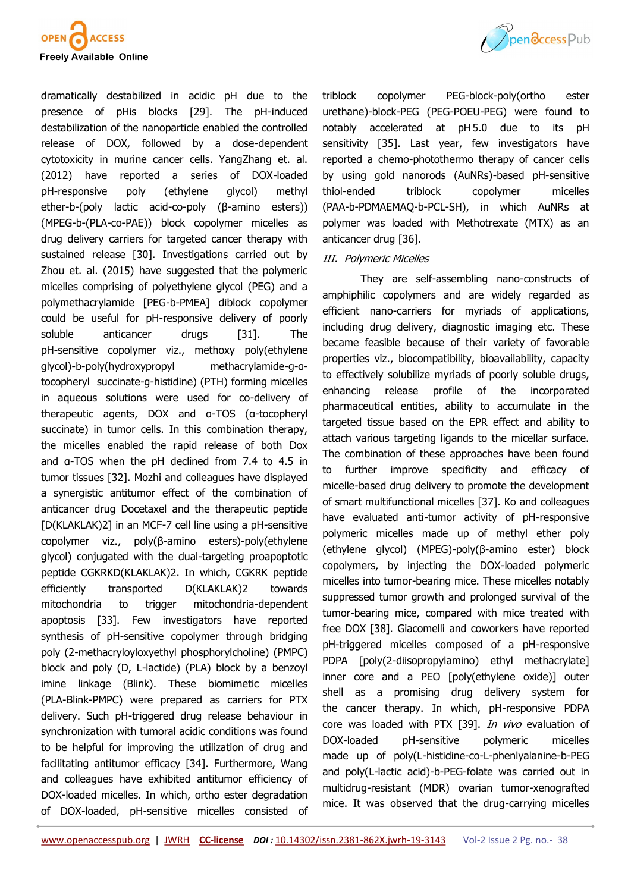dramatically destabilized in acidic pH due to the presence of pHis blocks [29]. The pH-induced destabilization of the nanoparticle enabled the controlled release of DOX, followed by a dose-dependent cytotoxicity in murine cancer cells. YangZhang et. al. (2012) have reported a series of DOX-loaded pH-responsive poly (ethylene glycol) methyl ether-b-(poly lactic acid-co-poly (β-amino esters)) (MPEG-b-(PLA-co-PAE)) block copolymer micelles as drug delivery carriers for targeted cancer therapy with sustained release [30]. Investigations carried out by Zhou et. al. (2015) have suggested that the polymeric micelles comprising of polyethylene glycol (PEG) and a polymethacrylamide [PEG-b-PMEA] diblock copolymer could be useful for pH-responsive delivery of poorly soluble anticancer drugs [31]. The pH-sensitive copolymer viz., methoxy poly(ethylene glycol)-b-poly(hydroxypropyl methacrylamide-g-α-tocopheryl succinate-g-histidine) (PTH) forming micelles in aqueous solutions were used for co-delivery of therapeutic agents, DOX and α-TOS (α-tocopheryl succinate) in tumor cells. In this combination therapy, the micelles enabled the rapid release of both Dox and α-TOS when the pH declined from 7.4 to 4.5 in tumor tissues [32]. Mozhi and colleagues have displayed a synergistic antitumor effect of the combination of anticancer drug Docetaxel and the therapeutic peptide [D(KLAKLAK)2] in an MCF-7 cell line using a pH-sensitive copolymer viz., poly(β-amino esters)-poly(ethylene glycol) conjugated with the dual-targeting proapoptotic peptide CGKRKD(KLAKLAK)2. In which, CGKRK peptide efficiently transported D(KLAKLAK)2 towards mitochondria to trigger mitochondria-dependent apoptosis [33]. Few investigators have reported synthesis of pH-sensitive copolymer through bridging poly (2-methacryloyloxyethyl phosphorylcholine) (PMPC) block and poly (D, L-lactide) (PLA) block by a benzoyl imine linkage (Blink). These biomimetic micelles (PLA-Blink-PMPC) were prepared as carriers for PTX delivery. Such pH-triggered drug release behaviour in synchronization with tumoral acidic conditions was found to be helpful for improving the utilization of drug and facilitating antitumor efficacy [34]. Furthermore, Wang and colleagues have exhibited antitumor efficiency of DOX-loaded micelles. In which, ortho ester degradation of DOX-loaded, pH-sensitive micelles consisted of triblock copolymer PEG-block-poly(ortho ester urethane)-block-PEG (PEG-POEU-PEG) were found to notably accelerated at pH 5.0 due to its pH sensitivity [35]. Last year, few investigators have reported a chemo-photothermo therapy of cancer cells by using gold nanorods (AuNRs)-based pH-sensitive thiol-ended triblock copolymer micelles (PAA-b-PDMAEMAQ-b-PCL-SH), in which AuNRs at polymer was loaded with Methotrexate (MTX) as an anticancer drug [36].

### *III. Polymeric Micelles*

They are self-assembling nano-constructs of amphiphilic copolymers and are widely regarded as efficient nano-carriers for myriads of applications, including drug delivery, diagnostic imaging etc. These became feasible because of their variety of favorable properties viz., biocompatibility, bioavailability, capacity to effectively solubilize myriads of poorly soluble drugs, enhancing release profile of the incorporated pharmaceutical entities, ability to accumulate in the targeted tissue based on the EPR effect and ability to attach various targeting ligands to the micellar surface. The combination of these approaches have been found to further improve specificity and efficacy of micelle-based drug delivery to promote the development of smart multifunctional micelles [37]. Ko and colleagues have evaluated anti-tumor activity of pH-responsive polymeric micelles made up of methyl ether poly (ethylene glycol) (MPEG)-poly(β-amino ester) block copolymers, by injecting the DOX-loaded polymeric micelles into tumor-bearing mice. These micelles notably suppressed tumor growth and prolonged survival of the tumor-bearing mice, compared with mice treated with free DOX [38]. Giacomelli and coworkers have reported pH-triggered micelles composed of a pH-responsive PDPA [poly(2-diisopropylamino) ethyl methacrylate] inner core and a PEO [poly(ethylene oxide)] outer shell as a promising drug delivery system for the cancer therapy. In which, pH-responsive PDPA core was loaded with PTX [39]. *In vivo* evaluation of DOX-loaded pH-sensitive polymeric micelles made up of poly(L-histidine-co-L-phenylalanine-b-PEG and poly(L-lactic acid)-b-PEG-folate was carried out in multidrug-resistant (MDR) ovarian tumor-xenografted mice. It was observed that the drug-carrying micelles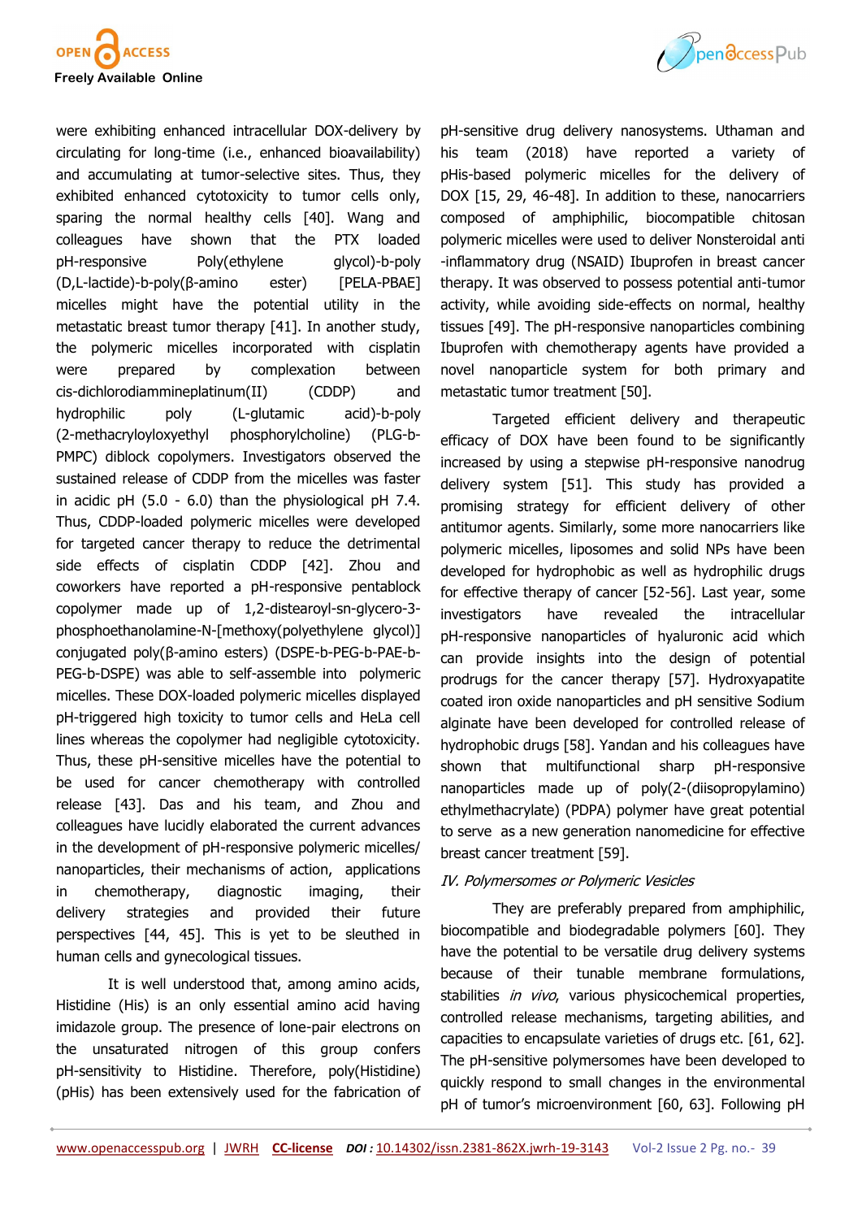were exhibiting enhanced intracellular DOX-delivery by circulating for long-time (i.e., enhanced bioavailability) and accumulating at tumor-selective sites. Thus, they exhibited enhanced cytotoxicity to tumor cells only, sparing the normal healthy cells [40]. Wang and colleagues have shown that the PTX loaded pH-responsive Poly(ethylene glycol)-b-poly (D,L-lactide)-b-poly(β-amino ester) [PELA-PBAE] micelles might have the potential utility in the metastatic breast tumor therapy [41]. In another study, the polymeric micelles incorporated with cisplatin were prepared by complexation between cis-dichlorodiammineplatinum(II) (CDDP) and hydrophilic poly (L-glutamic acid)-b-poly (2-methacryloyloxyethyl phosphorylcholine) (PLG-b-PMPC) diblock copolymers. Investigators observed the sustained release of CDDP from the micelles was faster in acidic pH (5.0 - 6.0) than the physiological pH 7.4. Thus, CDDP-loaded polymeric micelles were developed for targeted cancer therapy to reduce the detrimental side effects of cisplatin CDDP [42]. Zhou and coworkers have reported a pH-responsive pentablock copolymer made up of 1,2-distearoyl-sn-glycero-3-phosphoethanolamine-N-[methoxy(polyethylene glycol)] conjugated poly(β-amino esters) (DSPE-b-PEG-b-PAE-b-PEG-b-DSPE) was able to self-assemble into polymeric micelles. These DOX-loaded polymeric micelles displayed pH-triggered high toxicity to tumor cells and HeLa cell lines whereas the copolymer had negligible cytotoxicity. Thus, these pH-sensitive micelles have the potential to be used for cancer chemotherapy with controlled release [43]. Das and his team, and Zhou and colleagues have lucidly elaborated the current advances in the development of pH-responsive polymeric micelles/ nanoparticles, their mechanisms of action, applications in chemotherapy, diagnostic imaging, their delivery strategies and provided their future perspectives [44, 45]. This is yet to be sleuthed in human cells and gynecological tissues.

It is well understood that, among amino acids, Histidine (His) is an only essential amino acid having imidazole group. The presence of lone-pair electrons on the unsaturated nitrogen of this group confers pH-sensitivity to Histidine. Therefore, poly(Histidine) (pHis) has been extensively used for the fabrication of pH-sensitive drug delivery nanosystems. Uthaman and his team (2018) have reported a variety of pHis-based polymeric micelles for the delivery of DOX [15, 29, 46-48]. In addition to these, nanocarriers composed of amphiphilic, biocompatible chitosan polymeric micelles were used to deliver Nonsteroidal anti-inflammatory drug (NSAID) Ibuprofen in breast cancer therapy. It was observed to possess potential anti-tumor activity, while avoiding side-effects on normal, healthy tissues [49]. The pH-responsive nanoparticles combining Ibuprofen with chemotherapy agents have provided a novel nanoparticle system for both primary and metastatic tumor treatment [50].

Targeted efficient delivery and therapeutic efficacy of DOX have been found to be significantly increased by using a stepwise pH-responsive nanodrug delivery system [51]. This study has provided a promising strategy for efficient delivery of other antitumor agents. Similarly, some more nanocarriers like polymeric micelles, liposomes and solid NPs have been developed for hydrophobic as well as hydrophilic drugs for effective therapy of cancer [52-56]. Last year, some investigators have revealed the intracellular pH-responsive nanoparticles of hyaluronic acid which can provide insights into the design of potential prodrugs for the cancer therapy [57]. Hydroxyapatite coated iron oxide nanoparticles and pH sensitive Sodium alginate have been developed for controlled release of hydrophobic drugs [58]. Yandan and his colleagues have shown that multifunctional sharp pH-responsive nanoparticles made up of poly(2-(diisopropylamino) ethylmethacrylate) (PDPA) polymer have great potential to serve as a new generation nanomedicine for effective breast cancer treatment [59].

*IV. Polymersomes or Polymeric Vesicles*

They are preferably prepared from amphiphilic, biocompatible and biodegradable polymers [60]. They have the potential to be versatile drug delivery systems because of their tunable membrane formulations, stabilities *in vivo*, various physicochemical properties, controlled release mechanisms, targeting abilities, and capacities to encapsulate varieties of drugs etc. [61, 62]. The pH-sensitive polymersomes have been developed to quickly respond to small changes in the environmental pH of tumor's microenvironment [60, 63]. Following pH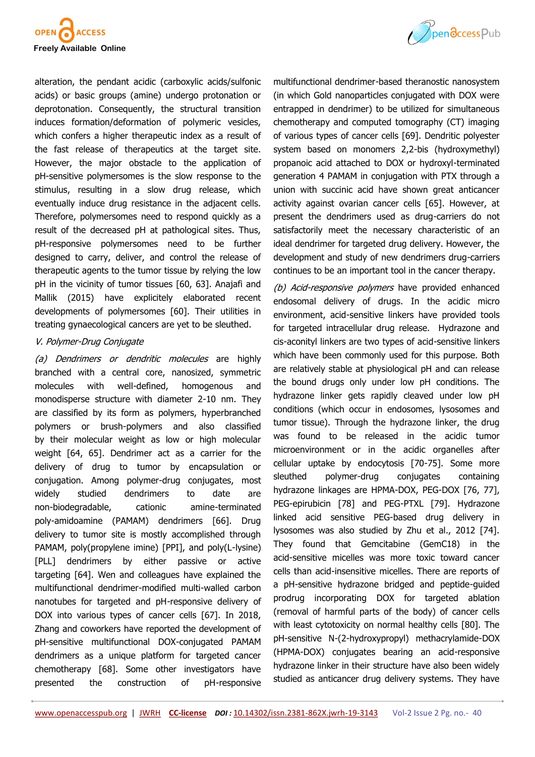alteration, the pendant acidic (carboxylic acids/sulfonic acids) or basic groups (amine) undergo protonation or deprotonation. Consequently, the structural transition induces formation/deformation of polymeric vesicles, which confers a higher therapeutic index as a result of the fast release of therapeutics at the target site. However, the major obstacle to the application of pH-sensitive polymersomes is the slow response to the stimulus, resulting in a slow drug release, which eventually induce drug resistance in the adjacent cells. Therefore, polymersomes need to respond quickly as a result of the decreased pH at pathological sites. Thus, pH-responsive polymersomes need to be further designed to carry, deliver, and control the release of therapeutic agents to the tumor tissue by relying the low pH in the vicinity of tumor tissues [60, 63]. Anajafi and Mallik (2015) have explicitly elaborated recent developments of polymersomes [60]. Their utilities in treating gynaecological cancers are yet to be sleuthed.

*V. Polymer-Drug Conjugate*

*(a) Dendrimers or dendritic molecules* are highly branched with a central core, nanosized, symmetric molecules with well-defined, homogenous and monodisperse structure with diameter 2-10 nm. They are classified by its form as polymers, hyperbranched polymers or brush-polymers and also classified by their molecular weight as low or high molecular weight [64, 65]. Dendrimer act as a carrier for the delivery of drug to tumor by encapsulation or conjugation. Among polymer-drug conjugates, most widely studied dendrimers to date are non-biodegradable, cationic amine-terminated poly-amidoamine (PAMAM) dendrimers [66]. Drug delivery to tumor site is mostly accomplished through PAMAM, poly(propylene imine) [PPI], and poly(L-lysine) [PLL] dendrimers by either passive or active targeting [64]. Wen and colleagues have explained the multifunctional dendrimer-modified multi-walled carbon nanotubes for targeted and pH-responsive delivery of DOX into various types of cancer cells [67]. In 2018, Zhang and coworkers have reported the development of pH-sensitive multifunctional DOX-conjugated PAMAM dendrimers as a unique platform for targeted cancer chemotherapy [68]. Some other investigators have presented the construction of pH-responsive multifunctional dendrimer-based theranostic nanosystem (in which Gold nanoparticles conjugated with DOX were entrapped in dendrimer) to be utilized for simultaneous chemotherapy and computed tomography (CT) imaging of various types of cancer cells [69]. Dendritic polyester system based on monomers 2,2-bis (hydroxymethyl) propanoic acid attached to DOX or hydroxyl-terminated generation 4 PAMAM in conjugation with PTX through a union with succinic acid have shown great anticancer activity against ovarian cancer cells [65]. However, at present the dendrimers used as drug-carriers do not satisfactorily meet the necessary characteristic of an ideal dendrimer for targeted drug delivery. However, the development and study of new dendrimers drug-carriers continues to be an important tool in the cancer therapy.

*(b) Acid-responsive polymers* have provided enhanced endosomal delivery of drugs. In the acidic micro environment, acid-sensitive linkers have provided tools for targeted intracellular drug release. Hydrazone and cis-aconityl linkers are two types of acid-sensitive linkers which have been commonly used for this purpose. Both are relatively stable at physiological pH and can release the bound drugs only under low pH conditions. The hydrazone linker gets rapidly cleaved under low pH conditions (which occur in endosomes, lysosomes and tumor tissue). Through the hydrazone linker, the drug was found to be released in the acidic tumor microenvironment or in the acidic organelles after cellular uptake by endocytosis [70-75]. Some more sleuthed polymer-drug conjugates containing hydrazone linkages are HPMA-DOX, PEG-DOX [76, 77], PEG-epirubicin [78] and PEG-PTXL [79]. Hydrazone linked acid sensitive PEG-based drug delivery in lysosomes was also studied by Zhu et al., 2012 [74]. They found that Gemcitabine (GemC18) in the acid-sensitive micelles was more toxic toward cancer cells than acid-insensitive micelles. There are reports of a pH-sensitive hydrazone bridged and peptide-guided prodrug incorporating DOX for targeted ablation (removal of harmful parts of the body) of cancer cells with least cytotoxicity on normal healthy cells [80]. The pH-sensitive N-(2-hydroxypropyl) methacrylamide-DOX (HPMA-DOX) conjugates bearing an acid-responsive hydrazone linker in their structure have also been widely studied as anticancer drug delivery systems. They have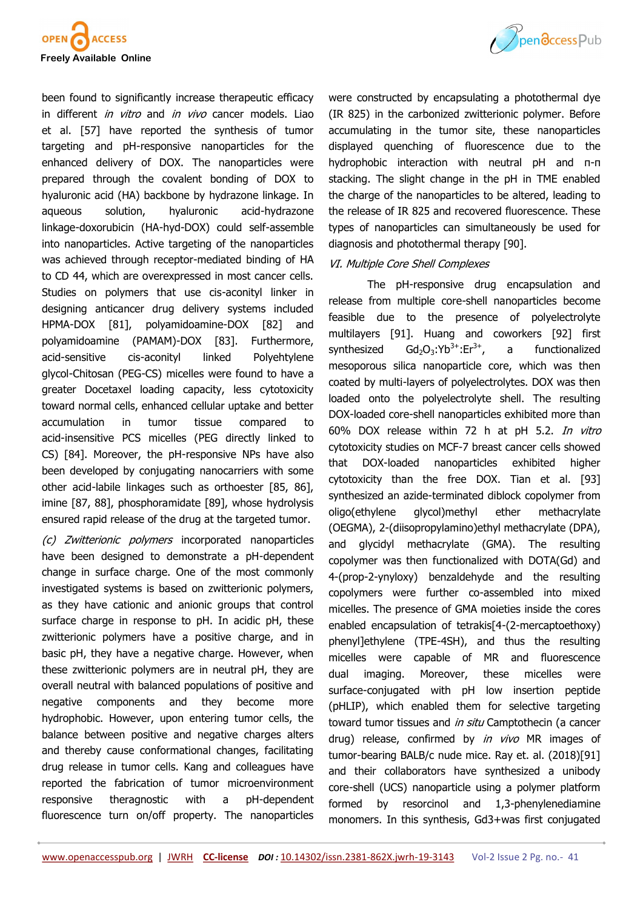been found to significantly increase therapeutic efficacy in different *in vitro* and *in vivo* cancer models. Liao et al. [57] have reported the synthesis of tumor targeting and pH-responsive nanoparticles for the enhanced delivery of DOX. The nanoparticles were prepared through the covalent bonding of DOX to hyaluronic acid (HA) backbone by hydrazone linkage. In aqueous solution, hyaluronic acid-hydrazone linkage-doxorubicin (HA-hyd-DOX) could self-assemble into nanoparticles. Active targeting of the nanoparticles was achieved through receptor-mediated binding of HA to CD 44, which are overexpressed in most cancer cells. Studies on polymers that use cis-aconityl linker in designing anticancer drug delivery systems included HPMA-DOX [81], polyamidoamine-DOX [82] and polyamidoamine (PAMAM)-DOX [83]. Furthermore, acid-sensitive cis-aconityl linked Polyehtylene glycol-Chitosan (PEG-CS) micelles were found to have a greater Docetaxel loading capacity, less cytotoxicity toward normal cells, enhanced cellular uptake and better accumulation in tumor tissue compared to acid-insensitive PCS micelles (PEG directly linked to CS) [84]. Moreover, the pH-responsive NPs have also been developed by conjugating nanocarriers with some other acid-labile linkages such as orthoester [85, 86], imine [87, 88], phosphoramidate [89], whose hydrolysis ensured rapid release of the drug at the targeted tumor.

*(c) Zwitterionic polymers* incorporated nanoparticles have been designed to demonstrate a pH-dependent change in surface charge. One of the most commonly investigated systems is based on zwitterionic polymers, as they have cationic and anionic groups that control surface charge in response to pH. In acidic pH, these zwitterionic polymers have a positive charge, and in basic pH, they have a negative charge. However, when these zwitterionic polymers are in neutral pH, they are overall neutral with balanced populations of positive and negative components and they become more hydrophobic. However, upon entering tumor cells, the balance between positive and negative charges alters and thereby cause conformational changes, facilitating drug release in tumor cells. Kang and colleagues have reported the fabrication of tumor microenvironment responsive theragnostic with a pH-dependent fluorescence turn on/off property. The nanoparticles were constructed by encapsulating a photothermal dye (IR 825) in the carbonized zwitterionic polymer. Before accumulating in the tumor site, these nanoparticles displayed quenching of fluorescence due to the hydrophobic interaction with neutral pH and π-π stacking. The slight change in the pH in TME enabled the charge of the nanoparticles to be altered, leading to the release of IR 825 and recovered fluorescence. These types of nanoparticles can simultaneously be used for diagnosis and photothermal therapy [90].

*VI. Multiple Core Shell Complexes*

The pH-responsive drug encapsulation and release from multiple core-shell nanoparticles become feasible due to the presence of polyelectrolyte multilayers [91]. Huang and coworkers [92] first synthesized $Gd_2O_3$:$Yb^{3+}$:$Er^{3+}$, a functionalized mesoporous silica nanoparticle core, which was then coated by multi-layers of polyelectrolytes. DOX was then loaded onto the polyelectrolyte shell. The resulting DOX-loaded core-shell nanoparticles exhibited more than 60% DOX release within 72 h at pH 5.2. *In vitro* cytotoxicity studies on MCF-7 breast cancer cells showed that DOX-loaded nanoparticles exhibited higher cytotoxicity than the free DOX. Tian et al. [93] synthesized an azide-terminated diblock copolymer from oligo(ethylene glycol)methyl ether methacrylate (OEGMA), 2-(diisopropylamino)ethyl methacrylate (DPA), and glycidyl methacrylate (GMA). The resulting copolymer was then functionalized with DOTA(Gd) and 4-(prop-2-ynyloxy) benzaldehyde and the resulting copolymers were further co-assembled into mixed micelles. The presence of GMA moieties inside the cores enabled encapsulation of tetrakis[4-(2-mercaptoethoxy) phenyl]ethylene (TPE-4SH), and thus the resulting micelles were capable of MR and fluorescence dual imaging. Moreover, these micelles were surface-conjugated with pH low insertion peptide (pHLIP), which enabled them for selective targeting toward tumor tissues and *in situ* Camptothecin (a cancer drug) release, confirmed by *in vivo* MR images of tumor-bearing BALB/c nude mice. Ray et. al. (2018)[91] and their collaborators have synthesized a unibody core-shell (UCS) nanoparticle using a polymer platform formed by resorcinol and 1,3-phenylenediamine monomers. In this synthesis, Gd3+was first conjugated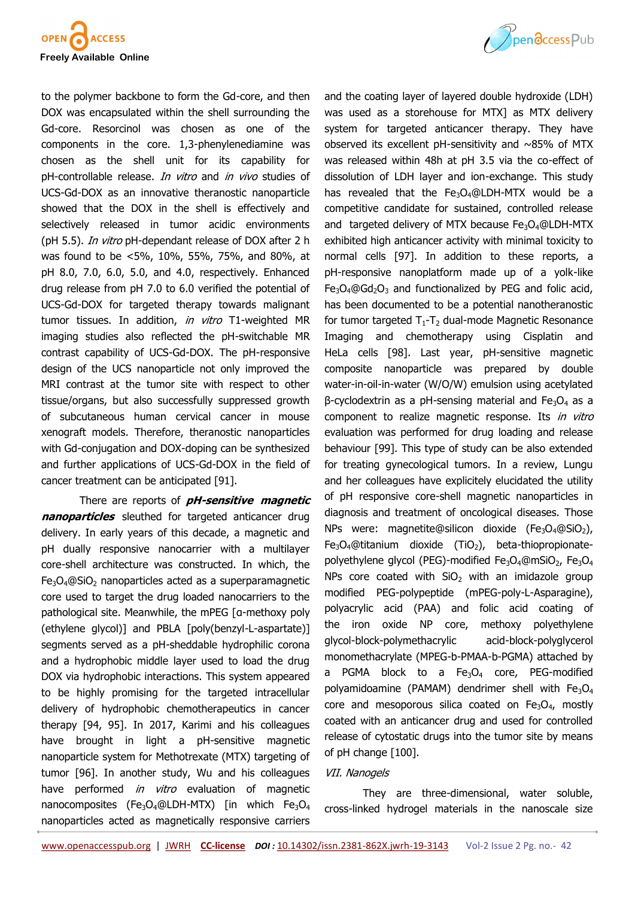to the polymer backbone to form the Gd-core, and then DOX was encapsulated within the shell surrounding the Gd-core. Resorcinol was chosen as one of the components in the core. 1,3-phenylenediamine was chosen as the shell unit for its capability for pH-controllable release. *In vitro* and *in vivo* studies of UCS-Gd-DOX as an innovative theranostic nanoparticle showed that the DOX in the shell is effectively and selectively released in tumor acidic environments (pH 5.5). *In vitro* pH-dependant release of DOX after 2 h was found to be <5%, 10%, 55%, 75%, and 80%, at pH 8.0, 7.0, 6.0, 5.0, and 4.0, respectively. Enhanced drug release from pH 7.0 to 6.0 verified the potential of UCS-Gd-DOX for targeted therapy towards malignant tumor tissues. In addition, *in vitro* T1-weighted MR imaging studies also reflected the pH-switchable MR contrast capability of UCS-Gd-DOX. The pH-responsive design of the UCS nanoparticle not only improved the MRI contrast at the tumor site with respect to other tissue/organs, but also successfully suppressed growth of subcutaneous human cervical cancer in mouse xenograft models. Therefore, theranostic nanoparticles with Gd-conjugation and DOX-doping can be synthesized and further applications of UCS-Gd-DOX in the field of cancer treatment can be anticipated [91].

There are reports of ***pH-sensitive magnetic nanoparticles*** sleuthed for targeted anticancer drug delivery. In early years of this decade, a magnetic and pH dually responsive nanocarrier with a multilayer core-shell architecture was constructed. In which, the $Fe_3O_4@SiO_2$ nanoparticles acted as a superparamagnetic core used to target the drug loaded nanocarriers to the pathological site. Meanwhile, the mPEG [α-methoxy poly (ethylene glycol)] and PBLA [poly(benzyl-L-aspartate)] segments served as a pH-sheddable hydrophilic corona and a hydrophobic middle layer used to load the drug DOX via hydrophobic interactions. This system appeared to be highly promising for the targeted intracellular delivery of hydrophobic chemotherapeutics in cancer therapy [94, 95]. In 2017, Karimi and his colleagues have brought in light a pH-sensitive magnetic nanoparticle system for Methotrexate (MTX) targeting of tumor [96]. In another study, Wu and his colleagues have performed *in vitro* evaluation of magnetic nanocomposites ($Fe_3O_4$@LDH-MTX) [in which $Fe_3O_4$ nanoparticles acted as magnetically responsive carriers and the coating layer of layered double hydroxide (LDH) was used as a storehouse for MTX] as MTX delivery system for targeted anticancer therapy. They have observed its excellent pH-sensitivity and ~85% of MTX was released within 48h at pH 3.5 via the co-effect of dissolution of LDH layer and ion-exchange. This study has revealed that the $Fe_3O_4$@LDH-MTX would be a competitive candidate for sustained, controlled release and targeted delivery of MTX because $Fe_3O_4$@LDH-MTX exhibited high anticancer activity with minimal toxicity to normal cells [97]. In addition to these reports, a pH-responsive nanoplatform made up of a yolk-like $Fe_3O_4@Gd_2O_3$ and functionalized by PEG and folic acid, has been documented to be a potential nanotheranostic for tumor targeted $T_1$-$T_2$ dual-mode Magnetic Resonance Imaging and chemotherapy using Cisplatin and HeLa cells [98]. Last year, pH-sensitive magnetic composite nanoparticle was prepared by double water-in-oil-in-water (W/O/W) emulsion using acetylated β-cyclodextrin as a pH-sensing material and $Fe_3O_4$ as a component to realize magnetic response. Its *in vitro* evaluation was performed for drug loading and release behaviour [99]. This type of study can be also extended for treating gynecological tumors. In a review, Lungu and her colleagues have explicitely elucidated the utility of pH responsive core-shell magnetic nanoparticles in diagnosis and treatment of oncological diseases. Those NPs were: magnetite@silicon dioxide ($Fe_3O_4@SiO_2$), $Fe_3O_4$@titanium dioxide ($TiO_2$), beta-thiopropionate-polyethylene glycol (PEG)-modified $Fe_3O_4@mSiO_2$, $Fe_3O_4$ NPs core coated with $SiO_2$ with an imidazole group modified PEG-polypeptide (mPEG-poly-L-Asparagine), polyacrylic acid (PAA) and folic acid coating of the iron oxide NP core, methoxy polyethylene glycol-block-polymethacrylic acid-block-polyglycerol monomethacrylate (MPEG-b-PMAA-b-PGMA) attached by a PGMA block to a $Fe_3O_4$ core, PEG-modified polyamidoamine (PAMAM) dendrimer shell with $Fe_3O_4$ core and mesoporous silica coated on $Fe_3O_4$, mostly coated with an anticancer drug and used for controlled release of cytostatic drugs into the tumor site by means of pH change [100].

### *VII. Nanogels*

They are three-dimensional, water soluble, cross-linked hydrogel materials in the nanoscale size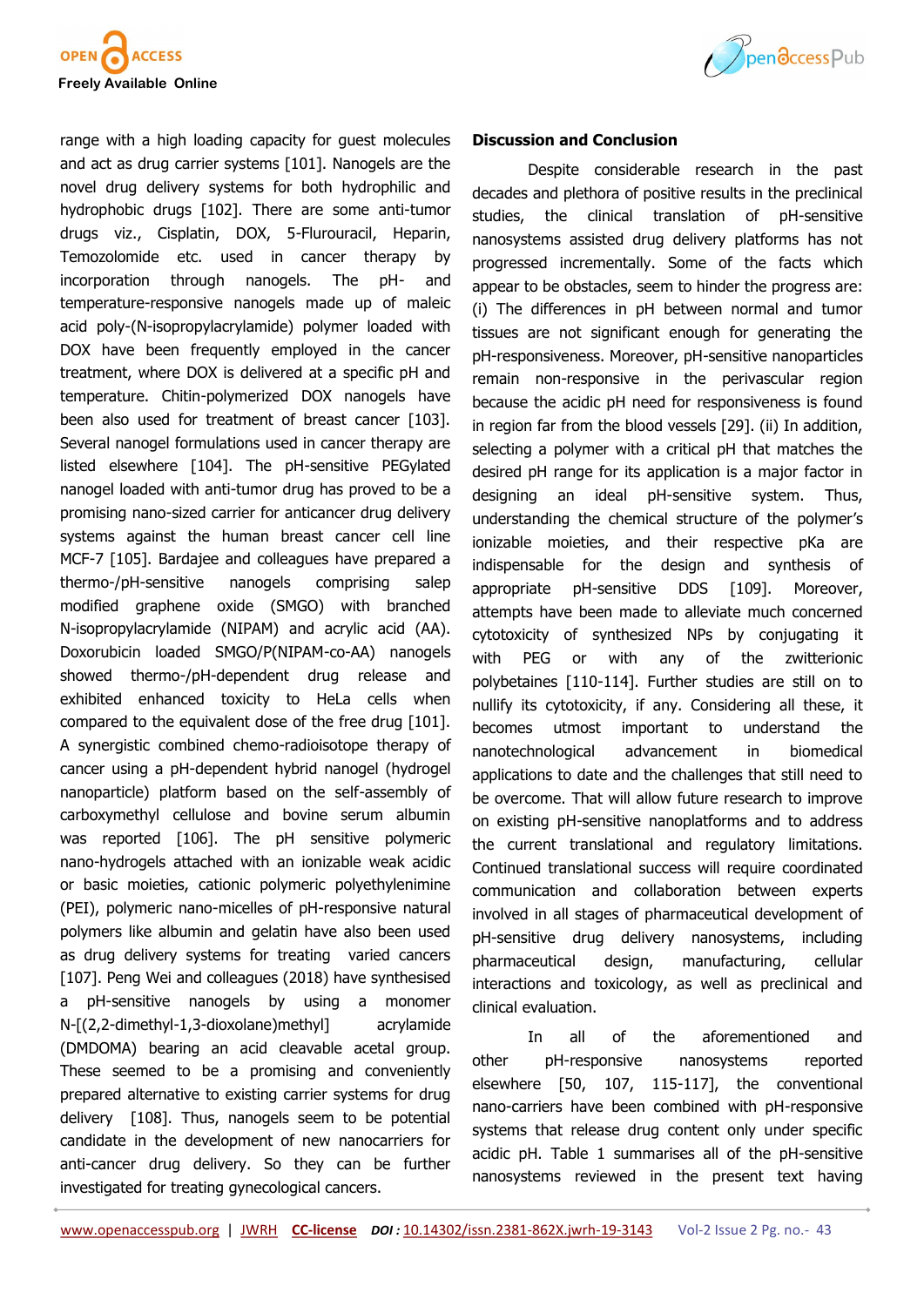range with a high loading capacity for guest molecules and act as drug carrier systems [101]. Nanogels are the novel drug delivery systems for both hydrophilic and hydrophobic drugs [102]. There are some anti-tumor drugs viz., Cisplatin, DOX, 5-Flurouracil, Heparin, Temozolomide etc. used in cancer therapy by incorporation through nanogels. The pH- and temperature-responsive nanogels made up of maleic acid poly-(N-isopropylacrylamide) polymer loaded with DOX have been frequently employed in the cancer treatment, where DOX is delivered at a specific pH and temperature. Chitin-polymerized DOX nanogels have been also used for treatment of breast cancer [103]. Several nanogel formulations used in cancer therapy are listed elsewhere [104]. The pH-sensitive PEGylated nanogel loaded with anti-tumor drug has proved to be a promising nano-sized carrier for anticancer drug delivery systems against the human breast cancer cell line MCF-7 [105]. Bardajee and colleagues have prepared a thermo-/pH-sensitive nanogels comprising salep modified graphene oxide (SMGO) with branched N-isopropylacrylamide (NIPAM) and acrylic acid (AA). Doxorubicin loaded SMGO/P(NIPAM-co-AA) nanogels showed thermo-/pH-dependent drug release and exhibited enhanced toxicity to HeLa cells when compared to the equivalent dose of the free drug [101]. A synergistic combined chemo-radioisotope therapy of cancer using a pH-dependent hybrid nanogel (hydrogel nanoparticle) platform based on the self-assembly of carboxymethyl cellulose and bovine serum albumin was reported [106]. The pH sensitive polymeric nano-hydrogels attached with an ionizable weak acidic or basic moieties, cationic polymeric polyethylenimine (PEI), polymeric nano-micelles of pH-responsive natural polymers like albumin and gelatin have also been used as drug delivery systems for treating varied cancers [107]. Peng Wei and colleagues (2018) have synthesised a pH-sensitive nanogels by using a monomer N-[(2,2-dimethyl-1,3-dioxolane)methyl] acrylamide (DMDOMA) bearing an acid cleavable acetal group. These seemed to be a promising and conveniently prepared alternative to existing carrier systems for drug delivery [108]. Thus, nanogels seem to be potential candidate in the development of new nanocarriers for anti-cancer drug delivery. So they can be further investigated for treating gynecological cancers.

## Discussion and Conclusion

Despite considerable research in the past decades and plethora of positive results in the preclinical studies, the clinical translation of pH-sensitive nanosystems assisted drug delivery platforms has not progressed incrementally. Some of the facts which appear to be obstacles, seem to hinder the progress are: (i) The differences in pH between normal and tumor tissues are not significant enough for generating the pH-responsiveness. Moreover, pH-sensitive nanoparticles remain non-responsive in the perivascular region because the acidic pH need for responsiveness is found in region far from the blood vessels [29]. (ii) In addition, selecting a polymer with a critical pH that matches the desired pH range for its application is a major factor in designing an ideal pH-sensitive system. Thus, understanding the chemical structure of the polymer's ionizable moieties, and their respective pKa are indispensable for the design and synthesis of appropriate pH-sensitive DDS [109]. Moreover, attempts have been made to alleviate much concerned cytotoxicity of synthesized NPs by conjugating it with PEG or with any of the zwitterionic polybetaines [110-114]. Further studies are still on to nullify its cytotoxicity, if any. Considering all these, it becomes utmost important to understand the nanotechnological advancement in biomedical applications to date and the challenges that still need to be overcome. That will allow future research to improve on existing pH-sensitive nanoplatforms and to address the current translational and regulatory limitations. Continued translational success will require coordinated communication and collaboration between experts involved in all stages of pharmaceutical development of pH-sensitive drug delivery nanosystems, including pharmaceutical design, manufacturing, cellular interactions and toxicology, as well as preclinical and clinical evaluation.

In all of the aforementioned and other pH-responsive nanosystems reported elsewhere [50, 107, 115-117], the conventional nano-carriers have been combined with pH-responsive systems that release drug content only under specific acidic pH. Table 1 summarises all of the pH-sensitive nanosystems reviewed in the present text having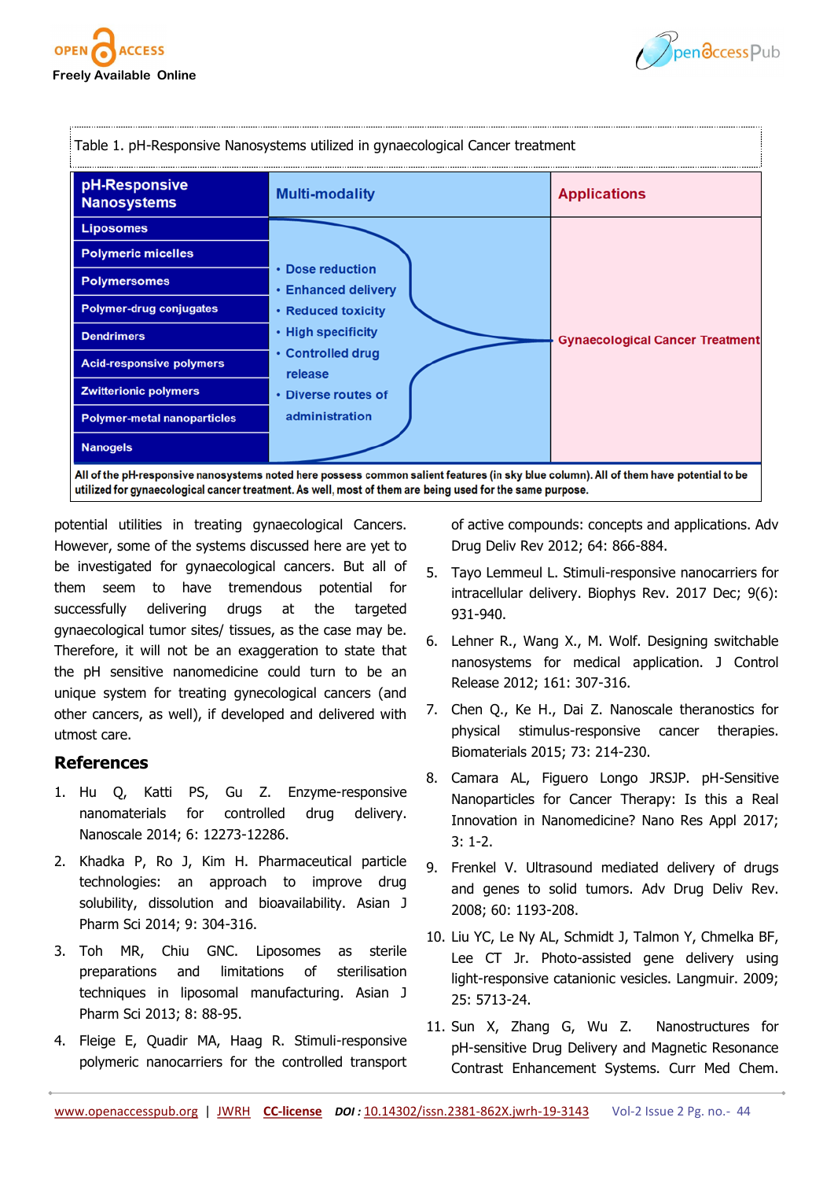Table 1. pH-Responsive Nanosystems utilized in gynaecological Cancer treatment

| pH-Responsive Nanosystems | Multi-modality | Applications |
| --- | --- | --- |
| Liposomes | • Dose reduction<br>• Enhanced delivery<br>• Reduced toxicity<br>• High specificity<br>• Controlled drug release<br>• Diverse routes of administration | Gynaecological Cancer Treatment |
| Polymeric micelles | | |
| Polymersomes | | |
| Polymer-drug conjugates | | |
| Dendrimers | | |
| Acid-responsive polymers | | |
| Zwitterionic polymers | | |
| Polymer-metal nanoparticles | | |
| Nanogels | | |

All of the pH-responsive nanosystems noted here possess common salient features (in sky blue column). All of them have potential to be utilized for gynaecological cancer treatment. As well, most of them are being used for the same purpose.

potential utilities in treating gynaecological Cancers. However, some of the systems discussed here are yet to be investigated for gynaecological cancers. But all of them seem to have tremendous potential for successfully delivering drugs at the targeted gynaecological tumor sites/ tissues, as the case may be. Therefore, it will not be an exaggeration to state that the pH sensitive nanomedicine could turn to be an unique system for treating gynecological cancers (and other cancers, as well), if developed and delivered with utmost care.

## References

1. Hu Q, Katti PS, Gu Z. Enzyme-responsive nanomaterials for controlled drug delivery. Nanoscale 2014; 6: 12273-12286.
2. Khadka P, Ro J, Kim H. Pharmaceutical particle technologies: an approach to improve drug solubility, dissolution and bioavailability. Asian J Pharm Sci 2014; 9: 304-316.
3. Toh MR, Chiu GNC. Liposomes as sterile preparations and limitations of sterilisation techniques in liposomal manufacturing. Asian J Pharm Sci 2013; 8: 88-95.
4. Fleige E, Quadir MA, Haag R. Stimuli-responsive polymeric nanocarriers for the controlled transport of active compounds: concepts and applications. Adv Drug Deliv Rev 2012; 64: 866-884.
5. Tayo Lemmeul L. Stimuli-responsive nanocarriers for intracellular delivery. Biophys Rev. 2017 Dec; 9(6): 931-940.
6. Lehner R., Wang X., M. Wolf. Designing switchable nanosystems for medical application. J Control Release 2012; 161: 307-316.
7. Chen Q., Ke H., Dai Z. Nanoscale theranostics for physical stimulus-responsive cancer therapies. Biomaterials 2015; 73: 214-230.
8. Camara AL, Figuero Longo JRSJP. pH-Sensitive Nanoparticles for Cancer Therapy: Is this a Real Innovation in Nanomedicine? Nano Res Appl 2017; 3: 1-2.
9. Frenkel V. Ultrasound mediated delivery of drugs and genes to solid tumors. Adv Drug Deliv Rev. 2008; 60: 1193-208.
10. Liu YC, Le Ny AL, Schmidt J, Talmon Y, Chmelka BF, Lee CT Jr. Photo-assisted gene delivery using light-responsive catanionic vesicles. Langmuir. 2009; 25: 5713-24.
11. Sun X, Zhang G, Wu Z. Nanostructures for pH-sensitive Drug Delivery and Magnetic Resonance Contrast Enhancement Systems. Curr Med Chem.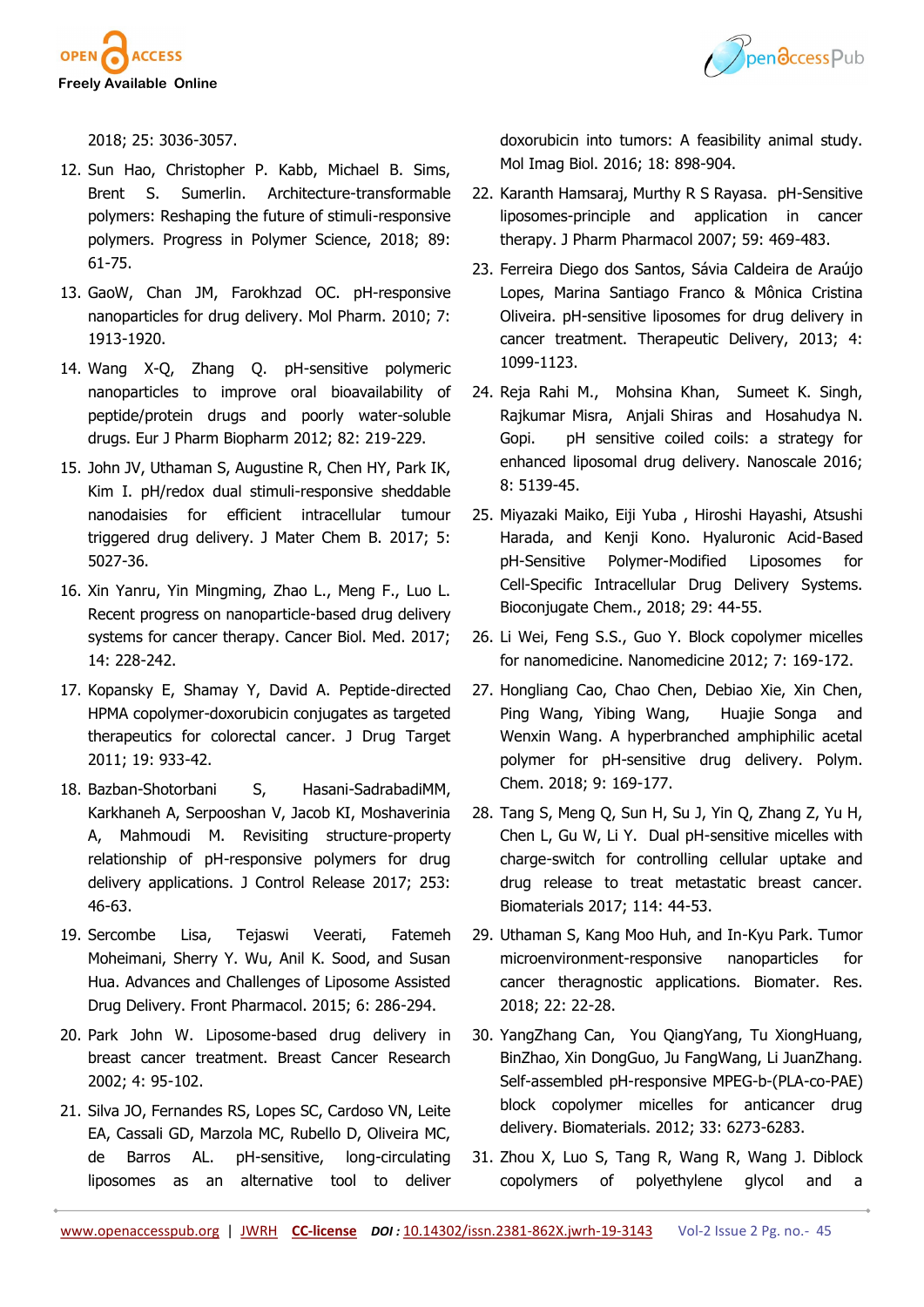2018; 25: 3036-3057.

12. Sun Hao, Christopher P. Kabb, Michael B. Sims, Brent S. Sumerlin. Architecture-transformable polymers: Reshaping the future of stimuli-responsive polymers. Progress in Polymer Science, 2018; 89: 61-75.
13. GaoW, Chan JM, Farokhzad OC. pH-responsive nanoparticles for drug delivery. Mol Pharm. 2010; 7: 1913-1920.
14. Wang X-Q, Zhang Q. pH-sensitive polymeric nanoparticles to improve oral bioavailability of peptide/protein drugs and poorly water-soluble drugs. Eur J Pharm Biopharm 2012; 82: 219-229.
15. John JV, Uthaman S, Augustine R, Chen HY, Park IK, Kim I. pH/redox dual stimuli-responsive sheddable nanodaisies for efficient intracellular tumour triggered drug delivery. J Mater Chem B. 2017; 5: 5027-36.
16. Xin Yanru, Yin Mingming, Zhao L., Meng F., Luo L. Recent progress on nanoparticle-based drug delivery systems for cancer therapy. Cancer Biol. Med. 2017; 14: 228-242.
17. Kopansky E, Shamay Y, David A. Peptide-directed HPMA copolymer-doxorubicin conjugates as targeted therapeutics for colorectal cancer. J Drug Target 2011; 19: 933-42.
18. Bazban-Shotorbani S, Hasani-SadrabadiMM, Karkhaneh A, Serpooshan V, Jacob KI, Moshaverinia A, Mahmoudi M. Revisiting structure-property relationship of pH-responsive polymers for drug delivery applications. J Control Release 2017; 253: 46-63.
19. Sercombe Lisa, Tejaswi Veerati, Fatemeh Moheimani, Sherry Y. Wu, Anil K. Sood, and Susan Hua. Advances and Challenges of Liposome Assisted Drug Delivery. Front Pharmacol. 2015; 6: 286-294.
20. Park John W. Liposome-based drug delivery in breast cancer treatment. Breast Cancer Research 2002; 4: 95-102.
21. Silva JO, Fernandes RS, Lopes SC, Cardoso VN, Leite EA, Cassali GD, Marzola MC, Rubello D, Oliveira MC, de Barros AL. pH-sensitive, long-circulating liposomes as an alternative tool to deliver doxorubicin into tumors: A feasibility animal study. Mol Imag Biol. 2016; 18: 898-904.
22. Karanth Hamsaraj, Murthy R S Rayasa. pH-Sensitive liposomes-principle and application in cancer therapy. J Pharm Pharmacol 2007; 59: 469-483.
23. Ferreira Diego dos Santos, Sávia Caldeira de Araújo Lopes, Marina Santiago Franco & Mônica Cristina Oliveira. pH-sensitive liposomes for drug delivery in cancer treatment. Therapeutic Delivery, 2013; 4: 1099-1123.
24. Reja Rahi M., Mohsina Khan, Sumeet K. Singh, Rajkumar Misra, Anjali Shiras and Hosahudya N. Gopi. pH sensitive coiled coils: a strategy for enhanced liposomal drug delivery. Nanoscale 2016; 8: 5139-45.
25. Miyazaki Maiko, Eiji Yuba , Hiroshi Hayashi, Atsushi Harada, and Kenji Kono. Hyaluronic Acid-Based pH-Sensitive Polymer-Modified Liposomes for Cell-Specific Intracellular Drug Delivery Systems. Bioconjugate Chem., 2018; 29: 44-55.
26. Li Wei, Feng S.S., Guo Y. Block copolymer micelles for nanomedicine. Nanomedicine 2012; 7: 169-172.
27. Hongliang Cao, Chao Chen, Debiao Xie, Xin Chen, Ping Wang, Yibing Wang, Huajie Songa and Wenxin Wang. A hyperbranched amphiphilic acetal polymer for pH-sensitive drug delivery. Polym. Chem. 2018; 9: 169-177.
28. Tang S, Meng Q, Sun H, Su J, Yin Q, Zhang Z, Yu H, Chen L, Gu W, Li Y. Dual pH-sensitive micelles with charge-switch for controlling cellular uptake and drug release to treat metastatic breast cancer. Biomaterials 2017; 114: 44-53.
29. Uthaman S, Kang Moo Huh, and In-Kyu Park. Tumor microenvironment-responsive nanoparticles for cancer theragnostic applications. Biomater. Res. 2018; 22: 22-28.
30. YangZhang Can, You QiangYang, Tu XiongHuang, BinZhao, Xin DongGuo, Ju FangWang, Li JuanZhang. Self-assembled pH-responsive MPEG-b-(PLA-co-PAE) block copolymer micelles for anticancer drug delivery. Biomaterials. 2012; 33: 6273-6283.
31. Zhou X, Luo S, Tang R, Wang R, Wang J. Diblock copolymers of polyethylene glycol and a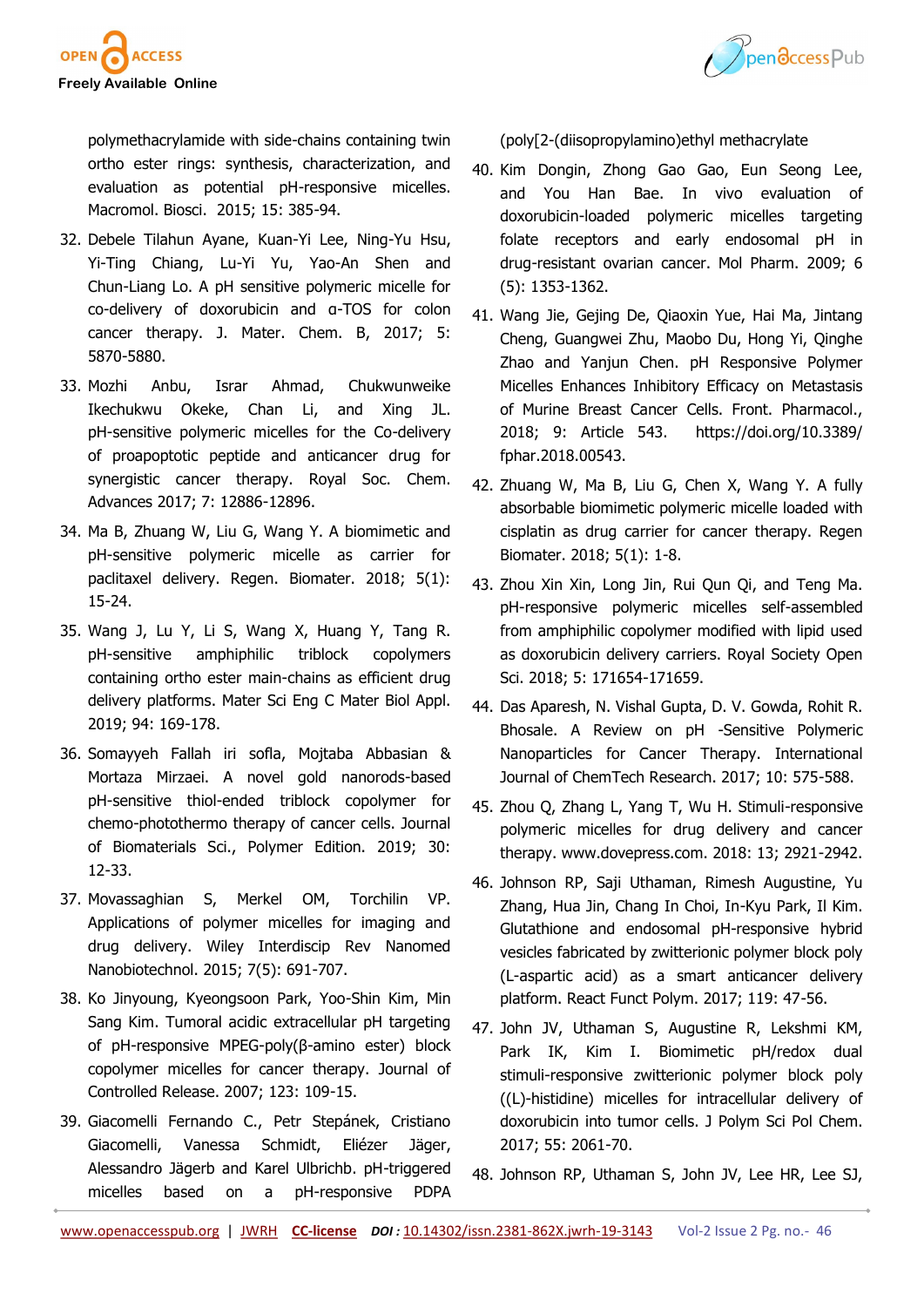polymethacrylamide with side-chains containing twin ortho ester rings: synthesis, characterization, and evaluation as potential pH-responsive micelles. Macromol. Biosci. 2015; 15: 385-94.

32. Debele Tilahun Ayane, Kuan-Yi Lee, Ning-Yu Hsu, Yi-Ting Chiang, Lu-Yi Yu, Yao-An Shen and Chun-Liang Lo. A pH sensitive polymeric micelle for co-delivery of doxorubicin and α-TOS for colon cancer therapy. J. Mater. Chem. B, 2017; 5: 5870-5880.
33. Mozhi Anbu, Israr Ahmad, Chukwunweike Ikechukwu Okeke, Chan Li, and Xing JL. pH-sensitive polymeric micelles for the Co-delivery of proapoptotic peptide and anticancer drug for synergistic cancer therapy. Royal Soc. Chem. Advances 2017; 7: 12886-12896.
34. Ma B, Zhuang W, Liu G, Wang Y. A biomimetic and pH-sensitive polymeric micelle as carrier for paclitaxel delivery. Regen. Biomater. 2018; 5(1): 15-24.
35. Wang J, Lu Y, Li S, Wang X, Huang Y, Tang R. pH-sensitive amphiphilic triblock copolymers containing ortho ester main-chains as efficient drug delivery platforms. Mater Sci Eng C Mater Biol Appl. 2019; 94: 169-178.
36. Somayyeh Fallah iri sofla, Mojtaba Abbasian & Mortaza Mirzaei. A novel gold nanorods-based pH-sensitive thiol-ended triblock copolymer for chemo-photothermo therapy of cancer cells. Journal of Biomaterials Sci., Polymer Edition. 2019; 30: 12-33.
37. Movassaghian S, Merkel OM, Torchilin VP. Applications of polymer micelles for imaging and drug delivery. Wiley Interdiscip Rev Nanomed Nanobiotechnol. 2015; 7(5): 691-707.
38. Ko Jinyoung, Kyeongsoon Park, Yoo-Shin Kim, Min Sang Kim. Tumoral acidic extracellular pH targeting of pH-responsive MPEG-poly(β-amino ester) block copolymer micelles for cancer therapy. Journal of Controlled Release. 2007; 123: 109-15.
39. Giacomelli Fernando C., Petr Stepánek, Cristiano Giacomelli, Vanessa Schmidt, Eliézer Jäger, Alessandro Jägerb and Karel Ulbrichb. pH-triggered micelles based on a pH-responsive PDPA (poly[2-(diisopropylamino)ethyl methacrylate
40. Kim Dongin, Zhong Gao Gao, Eun Seong Lee, and You Han Bae. In vivo evaluation of doxorubicin-loaded polymeric micelles targeting folate receptors and early endosomal pH in drug-resistant ovarian cancer. Mol Pharm. 2009; 6 (5): 1353-1362.
41. Wang Jie, Gejing De, Qiaoxin Yue, Hai Ma, Jintang Cheng, Guangwei Zhu, Maobo Du, Hong Yi, Qinghe Zhao and Yanjun Chen. pH Responsive Polymer Micelles Enhances Inhibitory Efficacy on Metastasis of Murine Breast Cancer Cells. Front. Pharmacol., 2018; 9: Article 543. https://doi.org/10.3389/fphar.2018.00543.
42. Zhuang W, Ma B, Liu G, Chen X, Wang Y. A fully absorbable biomimetic polymeric micelle loaded with cisplatin as drug carrier for cancer therapy. Regen Biomater. 2018; 5(1): 1-8.
43. Zhou Xin Xin, Long Jin, Rui Qun Qi, and Teng Ma. pH-responsive polymeric micelles self-assembled from amphiphilic copolymer modified with lipid used as doxorubicin delivery carriers. Royal Society Open Sci. 2018; 5: 171654-171659.
44. Das Aparesh, N. Vishal Gupta, D. V. Gowda, Rohit R. Bhosale. A Review on pH -Sensitive Polymeric Nanoparticles for Cancer Therapy. International Journal of ChemTech Research. 2017; 10: 575-588.
45. Zhou Q, Zhang L, Yang T, Wu H. Stimuli-responsive polymeric micelles for drug delivery and cancer therapy. www.dovepress.com. 2018: 13; 2921-2942.
46. Johnson RP, Saji Uthaman, Rimesh Augustine, Yu Zhang, Hua Jin, Chang In Choi, In-Kyu Park, Il Kim. Glutathione and endosomal pH-responsive hybrid vesicles fabricated by zwitterionic polymer block poly (L-aspartic acid) as a smart anticancer delivery platform. React Funct Polym. 2017; 119: 47-56.
47. John JV, Uthaman S, Augustine R, Lekshmi KM, Park IK, Kim I. Biomimetic pH/redox dual stimuli-responsive zwitterionic polymer block poly ((L)-histidine) micelles for intracellular delivery of doxorubicin into tumor cells. J Polym Sci Pol Chem. 2017; 55: 2061-70.
48. Johnson RP, Uthaman S, John JV, Lee HR, Lee SJ,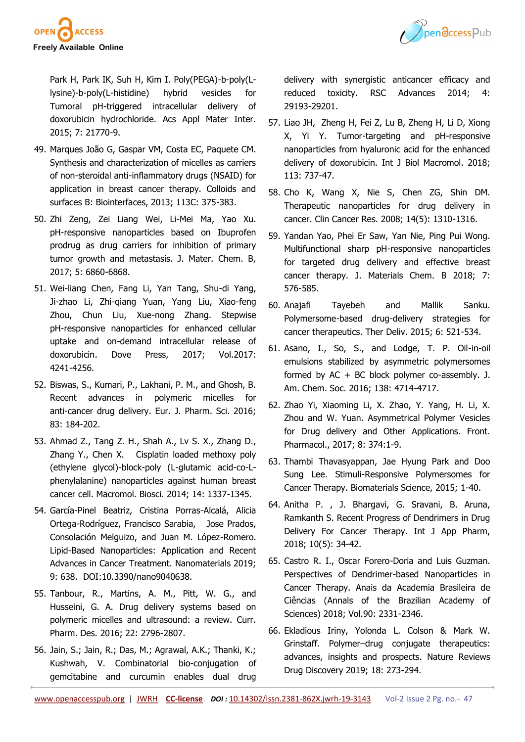Park H, Park IK, Suh H, Kim I. Poly(PEGA)-b-poly(L-lysine)-b-poly(L-histidine) hybrid vesicles for Tumoral pH-triggered intracellular delivery of doxorubicin hydrochloride. Acs Appl Mater Inter. 2015; 7: 21770-9.

49. Marques João G, Gaspar VM, Costa EC, Paquete CM. Synthesis and characterization of micelles as carriers of non-steroidal anti-inflammatory drugs (NSAID) for application in breast cancer therapy. Colloids and surfaces B: Biointerfaces, 2013; 113C: 375-383.
50. Zhi Zeng, Zei Liang Wei, Li-Mei Ma, Yao Xu. pH-responsive nanoparticles based on Ibuprofen prodrug as drug carriers for inhibition of primary tumor growth and metastasis. J. Mater. Chem. B, 2017; 5: 6860-6868.
51. Wei-liang Chen, Fang Li, Yan Tang, Shu-di Yang, Ji-zhao Li, Zhi-qiang Yuan, Yang Liu, Xiao-feng Zhou, Chun Liu, Xue-nong Zhang. Stepwise pH-responsive nanoparticles for enhanced cellular uptake and on-demand intracellular release of doxorubicin. Dove Press, 2017; Vol.2017: 4241-4256.
52. Biswas, S., Kumari, P., Lakhani, P. M., and Ghosh, B. Recent advances in polymeric micelles for anti-cancer drug delivery. Eur. J. Pharm. Sci. 2016; 83: 184-202.
53. Ahmad Z., Tang Z. H., Shah A., Lv S. X., Zhang D., Zhang Y., Chen X. Cisplatin loaded methoxy poly (ethylene glycol)-block-poly (L-glutamic acid-co-L-phenylalanine) nanoparticles against human breast cancer cell. Macromol. Biosci. 2014; 14: 1337-1345.
54. García-Pinel Beatriz, Cristina Porras-Alcalá, Alicia Ortega-Rodríguez, Francisco Sarabia, Jose Prados, Consolación Melguizo, and Juan M. López-Romero. Lipid-Based Nanoparticles: Application and Recent Advances in Cancer Treatment. Nanomaterials 2019; 9: 638. DOI:10.3390/nano9040638.
55. Tanbour, R., Martins, A. M., Pitt, W. G., and Husseini, G. A. Drug delivery systems based on polymeric micelles and ultrasound: a review. Curr. Pharm. Des. 2016; 22: 2796-2807.
56. Jain, S.; Jain, R.; Das, M.; Agrawal, A.K.; Thanki, K.; Kushwah, V. Combinatorial bio-conjugation of gemcitabine and curcumin enables dual drug delivery with synergistic anticancer efficacy and reduced toxicity. RSC Advances 2014; 4: 29193-29201.
57. Liao JH, Zheng H, Fei Z, Lu B, Zheng H, Li D, Xiong X, Yi Y. Tumor-targeting and pH-responsive nanoparticles from hyaluronic acid for the enhanced delivery of doxorubicin. Int J Biol Macromol. 2018; 113: 737-47.
58. Cho K, Wang X, Nie S, Chen ZG, Shin DM. Therapeutic nanoparticles for drug delivery in cancer. Clin Cancer Res. 2008; 14(5): 1310-1316.
59. Yandan Yao, Phei Er Saw, Yan Nie, Ping Pui Wong. Multifunctional sharp pH-responsive nanoparticles for targeted drug delivery and effective breast cancer therapy. J. Materials Chem. B 2018; 7: 576-585.
60. Anajafi Tayebeh and Mallik Sanku. Polymersome-based drug-delivery strategies for cancer therapeutics. Ther Deliv. 2015; 6: 521-534.
61. Asano, I., So, S., and Lodge, T. P. Oil-in-oil emulsions stabilized by asymmetric polymersomes formed by AC + BC block polymer co-assembly. J. Am. Chem. Soc. 2016; 138: 4714-4717.
62. Zhao Yi, Xiaoming Li, X. Zhao, Y. Yang, H. Li, X. Zhou and W. Yuan. Asymmetrical Polymer Vesicles for Drug delivery and Other Applications. Front. Pharmacol., 2017; 8: 374:1-9.
63. Thambi Thavasyappan, Jae Hyung Park and Doo Sung Lee. Stimuli-Responsive Polymersomes for Cancer Therapy. Biomaterials Science, 2015; 1-40.
64. Anitha P. , J. Bhargavi, G. Sravani, B. Aruna, Ramkanth S. Recent Progress of Dendrimers in Drug Delivery For Cancer Therapy. Int J App Pharm, 2018; 10(5): 34-42.
65. Castro R. I., Oscar Forero-Doria and Luis Guzman. Perspectives of Dendrimer-based Nanoparticles in Cancer Therapy. Anais da Academia Brasileira de Ciências (Annals of the Brazilian Academy of Sciences) 2018; Vol.90: 2331-2346.
66. Ekladious Iriny, Yolonda L. Colson & Mark W. Grinstaff. Polymer–drug conjugate therapeutics: advances, insights and prospects. Nature Reviews Drug Discovery 2019; 18: 273-294.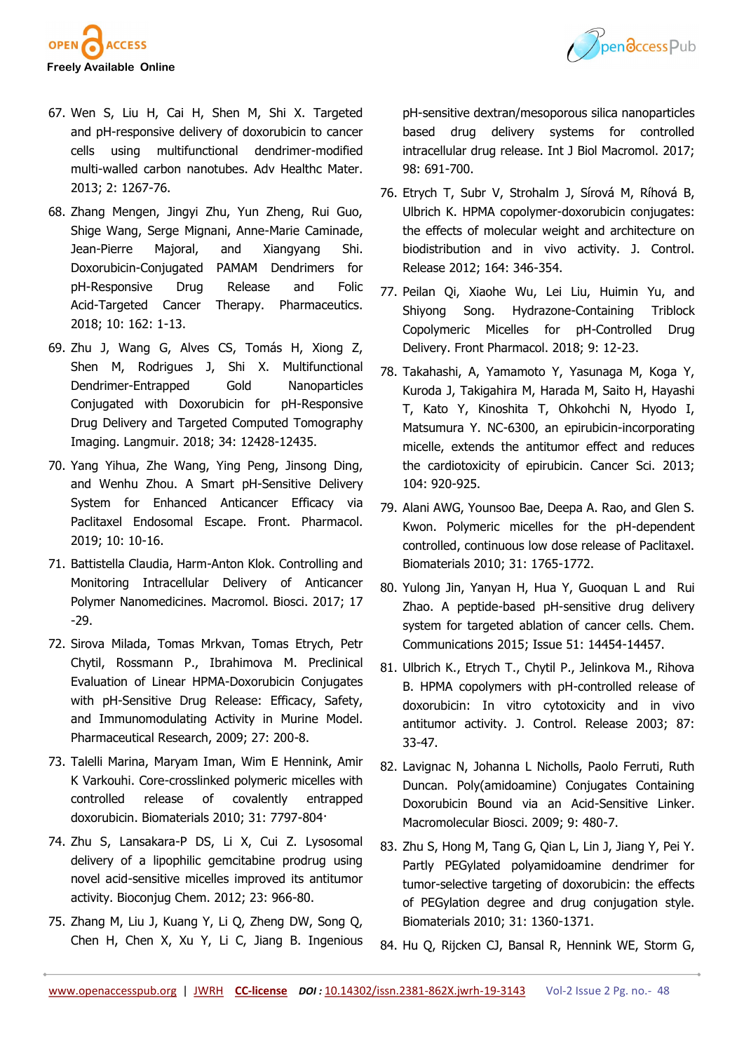67. Wen S, Liu H, Cai H, Shen M, Shi X. Targeted and pH-responsive delivery of doxorubicin to cancer cells using multifunctional dendrimer-modified multi-walled carbon nanotubes. Adv Healthc Mater. 2013; 2: 1267-76.
68. Zhang Mengen, Jingyi Zhu, Yun Zheng, Rui Guo, Shige Wang, Serge Mignani, Anne-Marie Caminade, Jean-Pierre Majoral, and Xiangyang Shi. Doxorubicin-Conjugated PAMAM Dendrimers for pH-Responsive Drug Release and Folic Acid-Targeted Cancer Therapy. Pharmaceutics. 2018; 10: 162: 1-13.
69. Zhu J, Wang G, Alves CS, Tomás H, Xiong Z, Shen M, Rodrigues J, Shi X. Multifunctional Dendrimer-Entrapped Gold Nanoparticles Conjugated with Doxorubicin for pH-Responsive Drug Delivery and Targeted Computed Tomography Imaging. Langmuir. 2018; 34: 12428-12435.
70. Yang Yihua, Zhe Wang, Ying Peng, Jinsong Ding, and Wenhu Zhou. A Smart pH-Sensitive Delivery System for Enhanced Anticancer Efficacy via Paclitaxel Endosomal Escape. Front. Pharmacol. 2019; 10: 10-16.
71. Battistella Claudia, Harm-Anton Klok. Controlling and Monitoring Intracellular Delivery of Anticancer Polymer Nanomedicines. Macromol. Biosci. 2017; 17 -29.
72. Sirova Milada, Tomas Mrkvan, Tomas Etrych, Petr Chytil, Rossmann P., Ibrahimova M. Preclinical Evaluation of Linear HPMA-Doxorubicin Conjugates with pH-Sensitive Drug Release: Efficacy, Safety, and Immunomodulating Activity in Murine Model. Pharmaceutical Research, 2009; 27: 200-8.
73. Talelli Marina, Maryam Iman, Wim E Hennink, Amir K Varkouhi. Core-crosslinked polymeric micelles with controlled release of covalently entrapped doxorubicin. Biomaterials 2010; 31: 7797-804·
74. Zhu S, Lansakara-P DS, Li X, Cui Z. Lysosomal delivery of a lipophilic gemcitabine prodrug using novel acid-sensitive micelles improved its antitumor activity. Bioconjug Chem. 2012; 23: 966-80.
75. Zhang M, Liu J, Kuang Y, Li Q, Zheng DW, Song Q, Chen H, Chen X, Xu Y, Li C, Jiang B. Ingenious pH-sensitive dextran/mesoporous silica nanoparticles based drug delivery systems for controlled intracellular drug release. Int J Biol Macromol. 2017; 98: 691-700.
76. Etrych T, Subr V, Strohalm J, Sírová M, Ríhová B, Ulbrich K. HPMA copolymer-doxorubicin conjugates: the effects of molecular weight and architecture on biodistribution and in vivo activity. J. Control. Release 2012; 164: 346-354.
77. Peilan Qi, Xiaohe Wu, Lei Liu, Huimin Yu, and Shiyong Song. Hydrazone-Containing Triblock Copolymeric Micelles for pH-Controlled Drug Delivery. Front Pharmacol. 2018; 9: 12-23.
78. Takahashi, A, Yamamoto Y, Yasunaga M, Koga Y, Kuroda J, Takigahira M, Harada M, Saito H, Hayashi T, Kato Y, Kinoshita T, Ohkohchi N, Hyodo I, Matsumura Y. NC-6300, an epirubicin-incorporating micelle, extends the antitumor effect and reduces the cardiotoxicity of epirubicin. Cancer Sci. 2013; 104: 920-925.
79. Alani AWG, Younsoo Bae, Deepa A. Rao, and Glen S. Kwon. Polymeric micelles for the pH-dependent controlled, continuous low dose release of Paclitaxel. Biomaterials 2010; 31: 1765-1772.
80. Yulong Jin, Yanyan H, Hua Y, Guoquan L and Rui Zhao. A peptide-based pH-sensitive drug delivery system for targeted ablation of cancer cells. Chem. Communications 2015; Issue 51: 14454-14457.
81. Ulbrich K., Etrych T., Chytil P., Jelinkova M., Rihova B. HPMA copolymers with pH-controlled release of doxorubicin: In vitro cytotoxicity and in vivo antitumor activity. J. Control. Release 2003; 87: 33-47.
82. Lavignac N, Johanna L Nicholls, Paolo Ferruti, Ruth Duncan. Poly(amidoamine) Conjugates Containing Doxorubicin Bound via an Acid-Sensitive Linker. Macromolecular Biosci. 2009; 9: 480-7.
83. Zhu S, Hong M, Tang G, Qian L, Lin J, Jiang Y, Pei Y. Partly PEGylated polyamidoamine dendrimer for tumor-selective targeting of doxorubicin: the effects of PEGylation degree and drug conjugation style. Biomaterials 2010; 31: 1360-1371.
84. Hu Q, Rijcken CJ, Bansal R, Hennink WE, Storm G,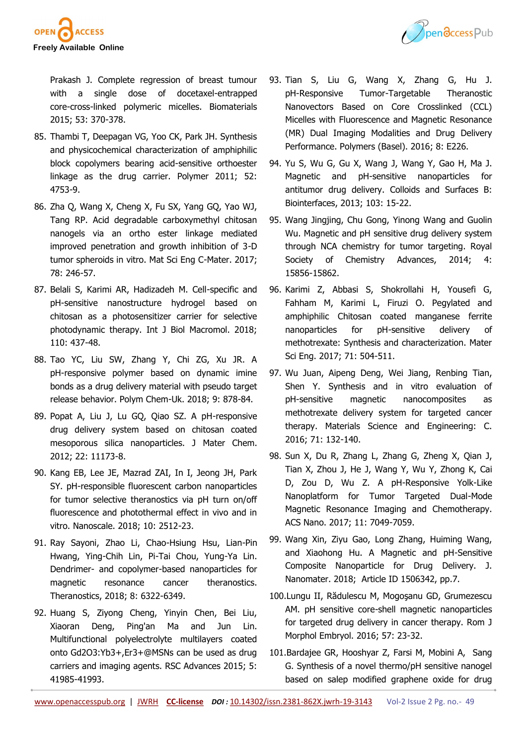Prakash J. Complete regression of breast tumour with a single dose of docetaxel-entrapped core-cross-linked polymeric micelles. Biomaterials 2015; 53: 370-378.

85. Thambi T, Deepagan VG, Yoo CK, Park JH. Synthesis and physicochemical characterization of amphiphilic block copolymers bearing acid-sensitive orthoester linkage as the drug carrier. Polymer 2011; 52: 4753-9.

86. Zha Q, Wang X, Cheng X, Fu SX, Yang GQ, Yao WJ, Tang RP. Acid degradable carboxymethyl chitosan nanogels via an ortho ester linkage mediated improved penetration and growth inhibition of 3-D tumor spheroids in vitro. Mat Sci Eng C-Mater. 2017; 78: 246-57.

87. Belali S, Karimi AR, Hadizadeh M. Cell-specific and pH-sensitive nanostructure hydrogel based on chitosan as a photosensitizer carrier for selective photodynamic therapy. Int J Biol Macromol. 2018; 110: 437-48.

88. Tao YC, Liu SW, Zhang Y, Chi ZG, Xu JR. A pH-responsive polymer based on dynamic imine bonds as a drug delivery material with pseudo target release behavior. Polym Chem-Uk. 2018; 9: 878-84.

89. Popat A, Liu J, Lu GQ, Qiao SZ. A pH-responsive drug delivery system based on chitosan coated mesoporous silica nanoparticles. J Mater Chem. 2012; 22: 11173-8.

90. Kang EB, Lee JE, Mazrad ZAI, In I, Jeong JH, Park SY. pH-responsible fluorescent carbon nanoparticles for tumor selective theranostics via pH turn on/off fluorescence and photothermal effect in vivo and in vitro. Nanoscale. 2018; 10: 2512-23.

91. Ray Sayoni, Zhao Li, Chao-Hsiung Hsu, Lian-Pin Hwang, Ying-Chih Lin, Pi-Tai Chou, Yung-Ya Lin. Dendrimer- and copolymer-based nanoparticles for magnetic resonance cancer theranostics. Theranostics, 2018; 8: 6322-6349.

92. Huang S, Ziyong Cheng, Yinyin Chen, Bei Liu, Xiaoran Deng, Ping'an Ma and Jun Lin. Multifunctional polyelectrolyte multilayers coated onto $Gd_2O_3$:$Yb^{3+}$,$Er^{3+}$@MSNs can be used as drug carriers and imaging agents. RSC Advances 2015; 5: 41985-41993.

93. Tian S, Liu G, Wang X, Zhang G, Hu J. pH-Responsive Tumor-Targetable Theranostic Nanovectors Based on Core Crosslinked (CCL) Micelles with Fluorescence and Magnetic Resonance (MR) Dual Imaging Modalities and Drug Delivery Performance. Polymers (Basel). 2016; 8: E226.

94. Yu S, Wu G, Gu X, Wang J, Wang Y, Gao H, Ma J. Magnetic and pH-sensitive nanoparticles for antitumor drug delivery. Colloids and Surfaces B: Biointerfaces, 2013; 103: 15-22.

95. Wang Jingjing, Chu Gong, Yinong Wang and Guolin Wu. Magnetic and pH sensitive drug delivery system through NCA chemistry for tumor targeting. Royal Society of Chemistry Advances, 2014; 4: 15856-15862.

96. Karimi Z, Abbasi S, Shokrollahi H, Yousefi G, Fahham M, Karimi L, Firuzi O. Pegylated and amphiphilic Chitosan coated manganese ferrite nanoparticles for pH-sensitive delivery of methotrexate: Synthesis and characterization. Mater Sci Eng. 2017; 71: 504-511.

97. Wu Juan, Aipeng Deng, Wei Jiang, Renbing Tian, Shen Y. Synthesis and in vitro evaluation of pH-sensitive magnetic nanocomposites as methotrexate delivery system for targeted cancer therapy. Materials Science and Engineering: C. 2016; 71: 132-140.

98. Sun X, Du R, Zhang L, Zhang G, Zheng X, Qian J, Tian X, Zhou J, He J, Wang Y, Wu Y, Zhong K, Cai D, Zou D, Wu Z. A pH-Responsive Yolk-Like Nanoplatform for Tumor Targeted Dual-Mode Magnetic Resonance Imaging and Chemotherapy. ACS Nano. 2017; 11: 7049-7059.

99. Wang Xin, Ziyu Gao, Long Zhang, Huiming Wang, and Xiaohong Hu. A Magnetic and pH-Sensitive Composite Nanoparticle for Drug Delivery. J. Nanomater. 2018; Article ID 1506342, pp.7.

100. Lungu II, Rădulescu M, Mogoşanu GD, Grumezescu AM. pH sensitive core-shell magnetic nanoparticles for targeted drug delivery in cancer therapy. Rom J Morphol Embryol. 2016; 57: 23-32.

101. Bardajee GR, Hooshyar Z, Farsi M, Mobini A, Sang G. Synthesis of a novel thermo/pH sensitive nanogel based on salep modified graphene oxide for drug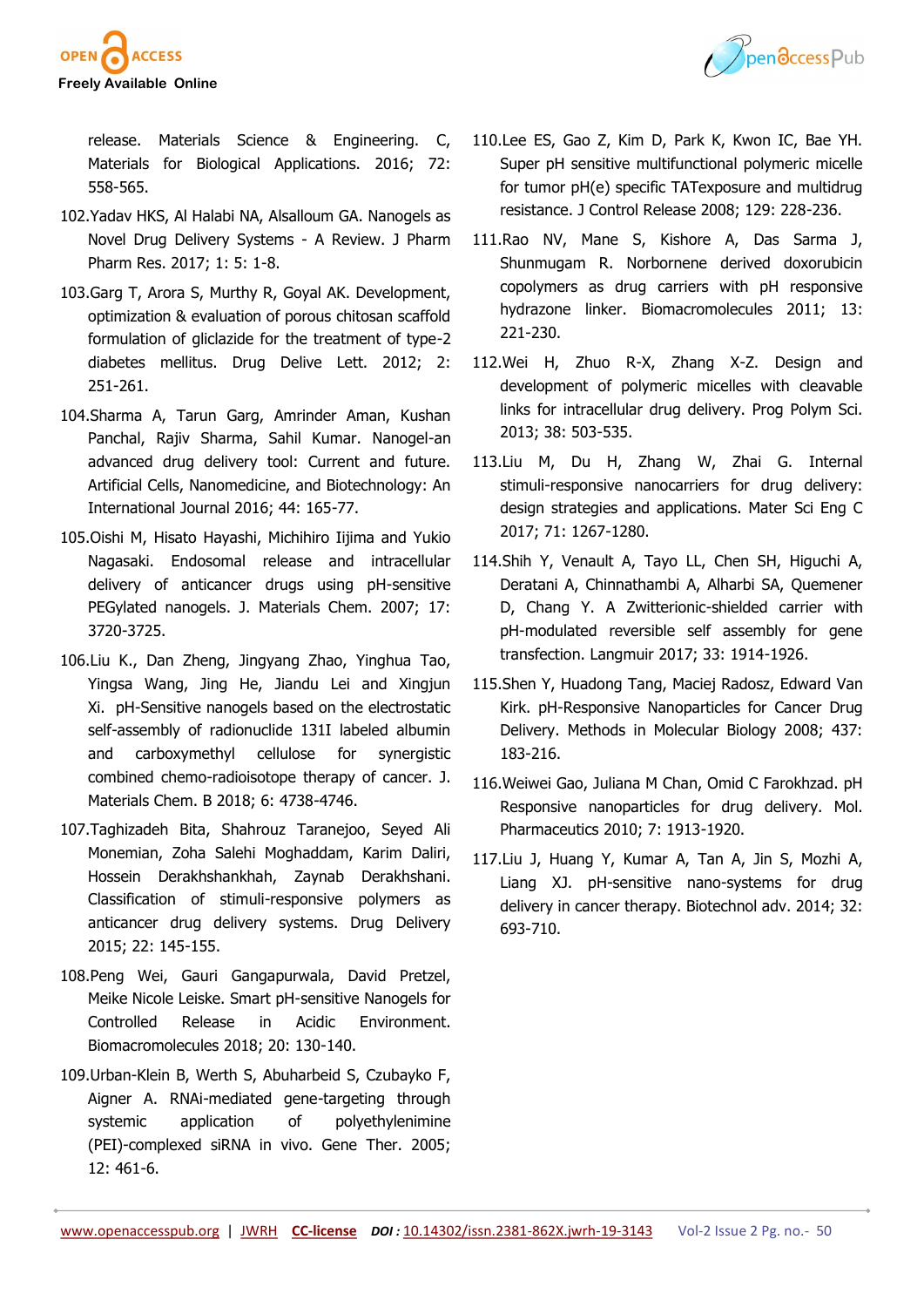release. Materials Science & Engineering. C, Materials for Biological Applications. 2016; 72: 558-565.

102. Yadav HKS, Al Halabi NA, Alsalloum GA. Nanogels as Novel Drug Delivery Systems - A Review. J Pharm Pharm Res. 2017; 1: 5: 1-8.

103. Garg T, Arora S, Murthy R, Goyal AK. Development, optimization & evaluation of porous chitosan scaffold formulation of gliclazide for the treatment of type-2 diabetes mellitus. Drug Delive Lett. 2012; 2: 251-261.

104. Sharma A, Tarun Garg, Amrinder Aman, Kushan Panchal, Rajiv Sharma, Sahil Kumar. Nanogel-an advanced drug delivery tool: Current and future. Artificial Cells, Nanomedicine, and Biotechnology: An International Journal 2016; 44: 165-77.

105. Oishi M, Hisato Hayashi, Michihiro Iijima and Yukio Nagasaki. Endosomal release and intracellular delivery of anticancer drugs using pH-sensitive PEGylated nanogels. J. Materials Chem. 2007; 17: 3720-3725.

106. Liu K., Dan Zheng, Jingyang Zhao, Yinghua Tao, Yingsa Wang, Jing He, Jiandu Lei and Xingjun Xi. pH-Sensitive nanogels based on the electrostatic self-assembly of radionuclide 131I labeled albumin and carboxymethyl cellulose for synergistic combined chemo-radioisotope therapy of cancer. J. Materials Chem. B 2018; 6: 4738-4746.

107. Taghizadeh Bita, Shahrouz Taranejoo, Seyed Ali Monemian, Zoha Salehi Moghaddam, Karim Daliri, Hossein Derakhshankhah, Zaynab Derakhshani. Classification of stimuli-responsive polymers as anticancer drug delivery systems. Drug Delivery 2015; 22: 145-155.

108. Peng Wei, Gauri Gangapurwala, David Pretzel, Meike Nicole Leiske. Smart pH-sensitive Nanogels for Controlled Release in Acidic Environment. Biomacromolecules 2018; 20: 130-140.

109. Urban-Klein B, Werth S, Abuharbeid S, Czubayko F, Aigner A. RNAi-mediated gene-targeting through systemic application of polyethylenimine (PEI)-complexed siRNA in vivo. Gene Ther. 2005; 12: 461-6.

110. Lee ES, Gao Z, Kim D, Park K, Kwon IC, Bae YH. Super pH sensitive multifunctional polymeric micelle for tumor pH(e) specific TATexposure and multidrug resistance. J Control Release 2008; 129: 228-236.

111. Rao NV, Mane S, Kishore A, Das Sarma J, Shunmugam R. Norbornene derived doxorubicin copolymers as drug carriers with pH responsive hydrazone linker. Biomacromolecules 2011; 13: 221-230.

112. Wei H, Zhuo R-X, Zhang X-Z. Design and development of polymeric micelles with cleavable links for intracellular drug delivery. Prog Polym Sci. 2013; 38: 503-535.

113. Liu M, Du H, Zhang W, Zhai G. Internal stimuli-responsive nanocarriers for drug delivery: design strategies and applications. Mater Sci Eng C 2017; 71: 1267-1280.

114. Shih Y, Venault A, Tayo LL, Chen SH, Higuchi A, Deratani A, Chinnathambi A, Alharbi SA, Quemener D, Chang Y. A Zwitterionic-shielded carrier with pH-modulated reversible self assembly for gene transfection. Langmuir 2017; 33: 1914-1926.

115. Shen Y, Huadong Tang, Maciej Radosz, Edward Van Kirk. pH-Responsive Nanoparticles for Cancer Drug Delivery. Methods in Molecular Biology 2008; 437: 183-216.

116. Weiwei Gao, Juliana M Chan, Omid C Farokhzad. pH Responsive nanoparticles for drug delivery. Mol. Pharmaceutics 2010; 7: 1913-1920.

117. Liu J, Huang Y, Kumar A, Tan A, Jin S, Mozhi A, Liang XJ. pH-sensitive nano-systems for drug delivery in cancer therapy. Biotechnol adv. 2014; 32: 693-710.